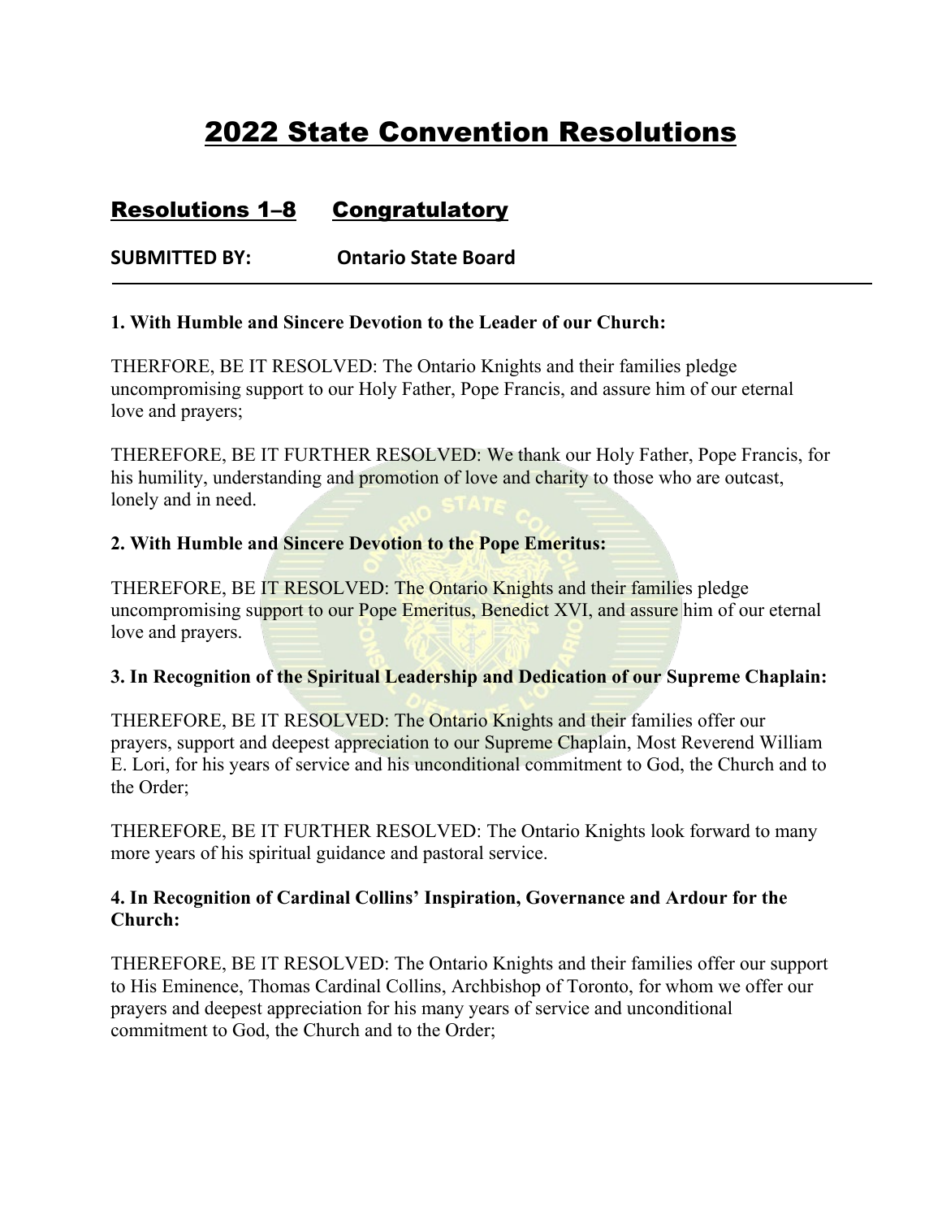# 2022 State Convention Resolutions

## Resolutions 1–8 Congratulatory

**SUBMITTED BY: Ontario State Board**

---

**1. With Humble and Sincere Devotion to the Leader of our Church:**

THERFORE, BE IT RESOLVED: The Ontario Knights and their families pledge uncompromising support to our Holy Father, Pope Francis, and assure him of our eternal love and prayers;

THEREFORE, BE IT FURTHER RESOLVED: We thank our Holy Father, Pope Francis, for his humility, understanding and promotion of love and charity to those who are outcast, lonely and in need.

**2. With Humble and Sincere Devotion to the Pope Emeritus:**

THEREFORE, BE IT RESOLVED: The Ontario Knights and their families pledge uncompromising support to our Pope Emeritus, Benedict XVI, and assure him of our eternal love and prayers.

**3. In Recognition of the Spiritual Leadership and Dedication of our Supreme Chaplain:**

THEREFORE, BE IT RESOLVED: The Ontario Knights and their families offer our prayers, support and deepest appreciation to our Supreme Chaplain, Most Reverend William E. Lori, for his years of service and his unconditional commitment to God, the Church and to the Order;

THEREFORE, BE IT FURTHER RESOLVED: The Ontario Knights look forward to many more years of his spiritual guidance and pastoral service.

**4. In Recognition of Cardinal Collins' Inspiration, Governance and Ardour for the Church:**

THEREFORE, BE IT RESOLVED: The Ontario Knights and their families offer our support to His Eminence, Thomas Cardinal Collins, Archbishop of Toronto, for whom we offer our prayers and deepest appreciation for his many years of service and unconditional commitment to God, the Church and to the Order;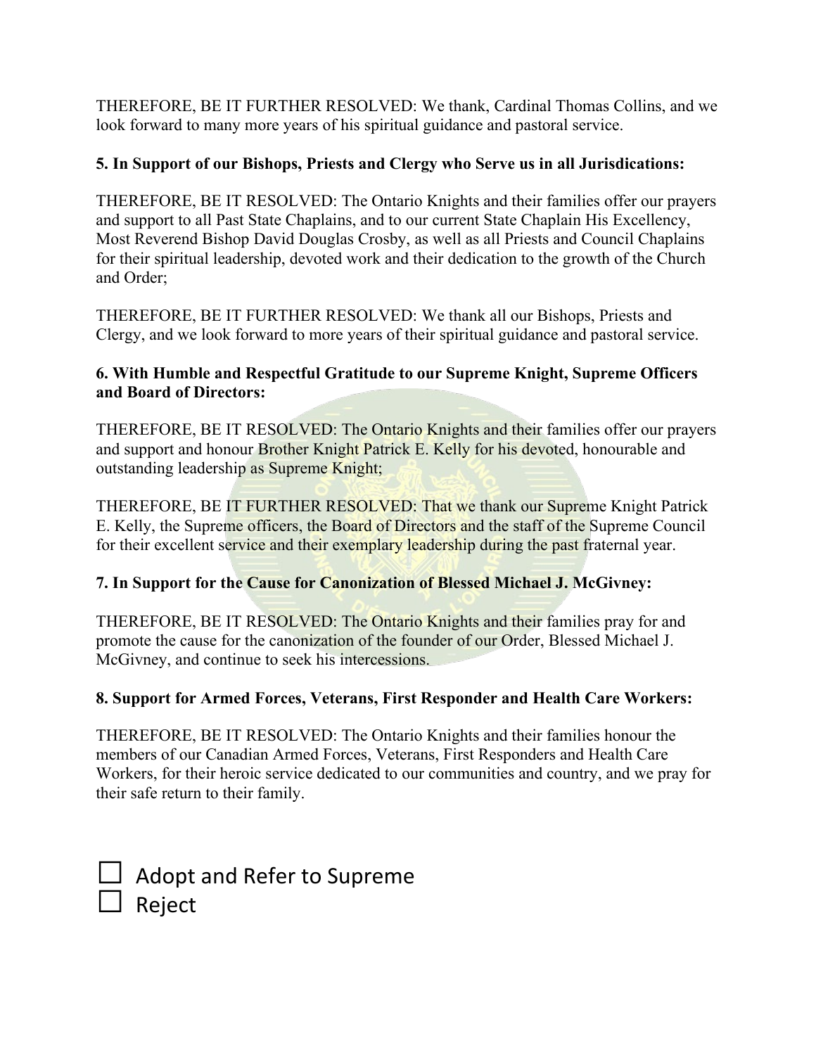THEREFORE, BE IT FURTHER RESOLVED: We thank, Cardinal Thomas Collins, and we look forward to many more years of his spiritual guidance and pastoral service.

**5. In Support of our Bishops, Priests and Clergy who Serve us in all Jurisdications:**

THEREFORE, BE IT RESOLVED: The Ontario Knights and their families offer our prayers and support to all Past State Chaplains, and to our current State Chaplain His Excellency, Most Reverend Bishop David Douglas Crosby, as well as all Priests and Council Chaplains for their spiritual leadership, devoted work and their dedication to the growth of the Church and Order;

THEREFORE, BE IT FURTHER RESOLVED: We thank all our Bishops, Priests and Clergy, and we look forward to more years of their spiritual guidance and pastoral service.

**6. With Humble and Respectful Gratitude to our Supreme Knight, Supreme Officers and Board of Directors:**

THEREFORE, BE IT RESOLVED: The Ontario Knights and their families offer our prayers and support and honour Brother Knight Patrick E. Kelly for his devoted, honourable and outstanding leadership as Supreme Knight;

THEREFORE, BE IT FURTHER RESOLVED: That we thank our Supreme Knight Patrick E. Kelly, the Supreme officers, the Board of Directors and the staff of the Supreme Council for their excellent service and their exemplary leadership during the past fraternal year.

**7. In Support for the Cause for Canonization of Blessed Michael J. McGivney:**

THEREFORE, BE IT RESOLVED: The Ontario Knights and their families pray for and promote the cause for the canonization of the founder of our Order, Blessed Michael J. McGivney, and continue to seek his intercessions.

**8. Support for Armed Forces, Veterans, First Responder and Health Care Workers:**

THEREFORE, BE IT RESOLVED: The Ontario Knights and their families honour the members of our Canadian Armed Forces, Veterans, First Responders and Health Care Workers, for their heroic service dedicated to our communities and country, and we pray for their safe return to their family.

☐ Adopt and Refer to Supreme
☐ Reject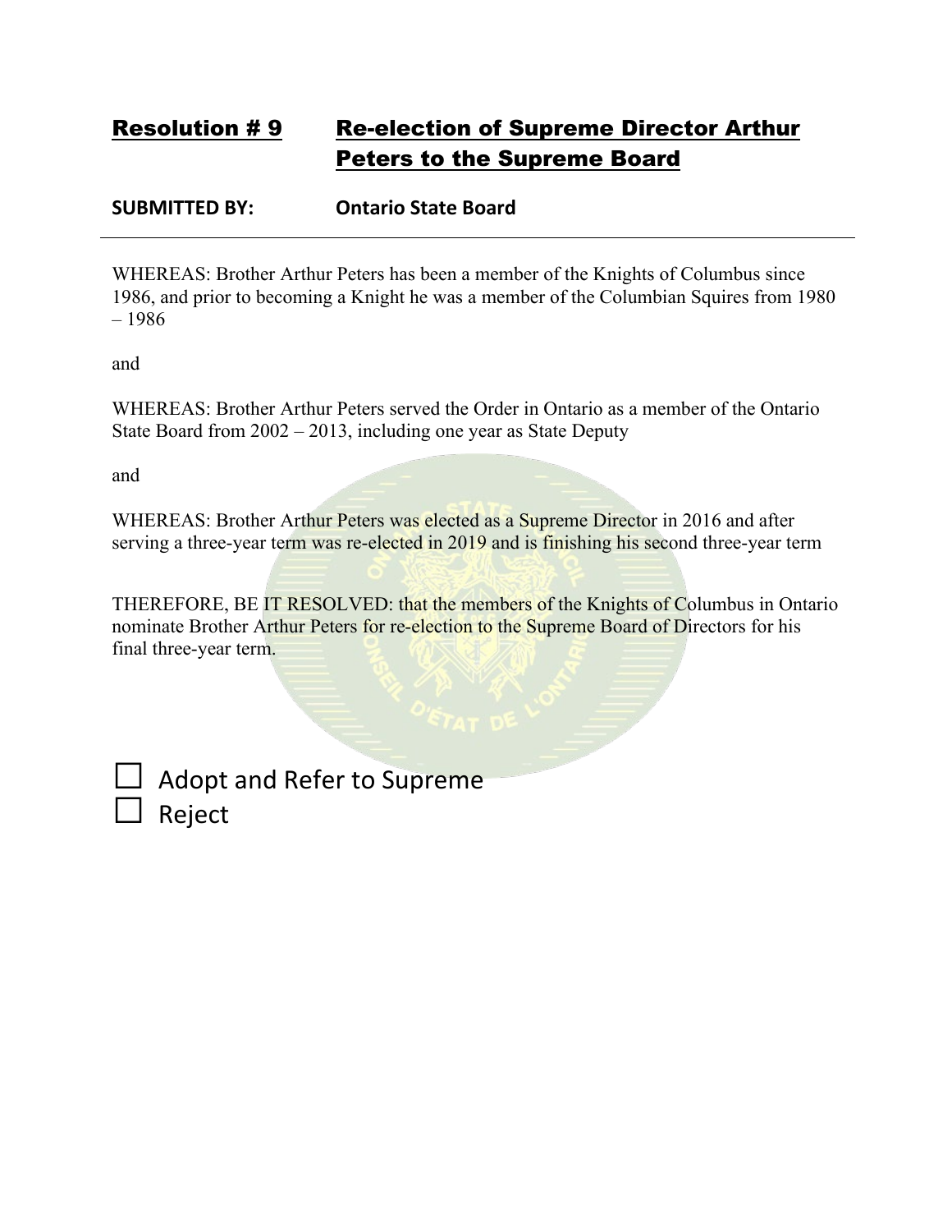## Resolution # 9 Re-election of Supreme Director Arthur Peters to the Supreme Board

**SUBMITTED BY: Ontario State Board**

---

WHEREAS: Brother Arthur Peters has been a member of the Knights of Columbus since 1986, and prior to becoming a Knight he was a member of the Columbian Squires from 1980 – 1986

and

WHEREAS: Brother Arthur Peters served the Order in Ontario as a member of the Ontario State Board from 2002 – 2013, including one year as State Deputy

and

WHEREAS: Brother Arthur Peters was elected as a Supreme Director in 2016 and after serving a three-year term was re-elected in 2019 and is finishing his second three-year term

THEREFORE, BE IT RESOLVED: that the members of the Knights of Columbus in Ontario nominate Brother Arthur Peters for re-election to the Supreme Board of Directors for his final three-year term.

☐ Adopt and Refer to Supreme

☐ Reject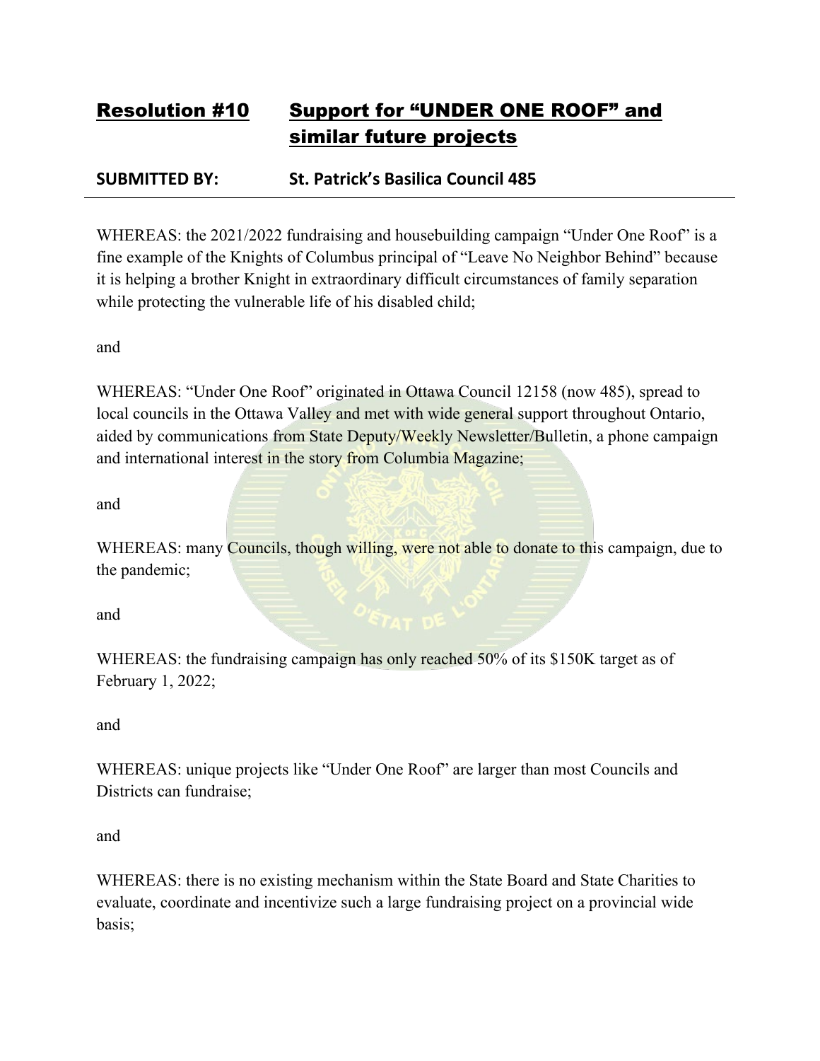## Resolution #10 Support for "UNDER ONE ROOF" and similar future projects

**SUBMITTED BY: St. Patrick's Basilica Council 485**

---

WHEREAS: the 2021/2022 fundraising and housebuilding campaign "Under One Roof" is a fine example of the Knights of Columbus principal of "Leave No Neighbor Behind" because it is helping a brother Knight in extraordinary difficult circumstances of family separation while protecting the vulnerable life of his disabled child;

and

WHEREAS: "Under One Roof" originated in Ottawa Council 12158 (now 485), spread to local councils in the Ottawa Valley and met with wide general support throughout Ontario, aided by communications from State Deputy/Weekly Newsletter/Bulletin, a phone campaign and international interest in the story from Columbia Magazine;

and

WHEREAS: many Councils, though willing, were not able to donate to this campaign, due to the pandemic;

and

WHEREAS: the fundraising campaign has only reached 50% of its $150K target as of February 1, 2022;

and

WHEREAS: unique projects like "Under One Roof" are larger than most Councils and Districts can fundraise;

and

WHEREAS: there is no existing mechanism within the State Board and State Charities to evaluate, coordinate and incentivize such a large fundraising project on a provincial wide basis;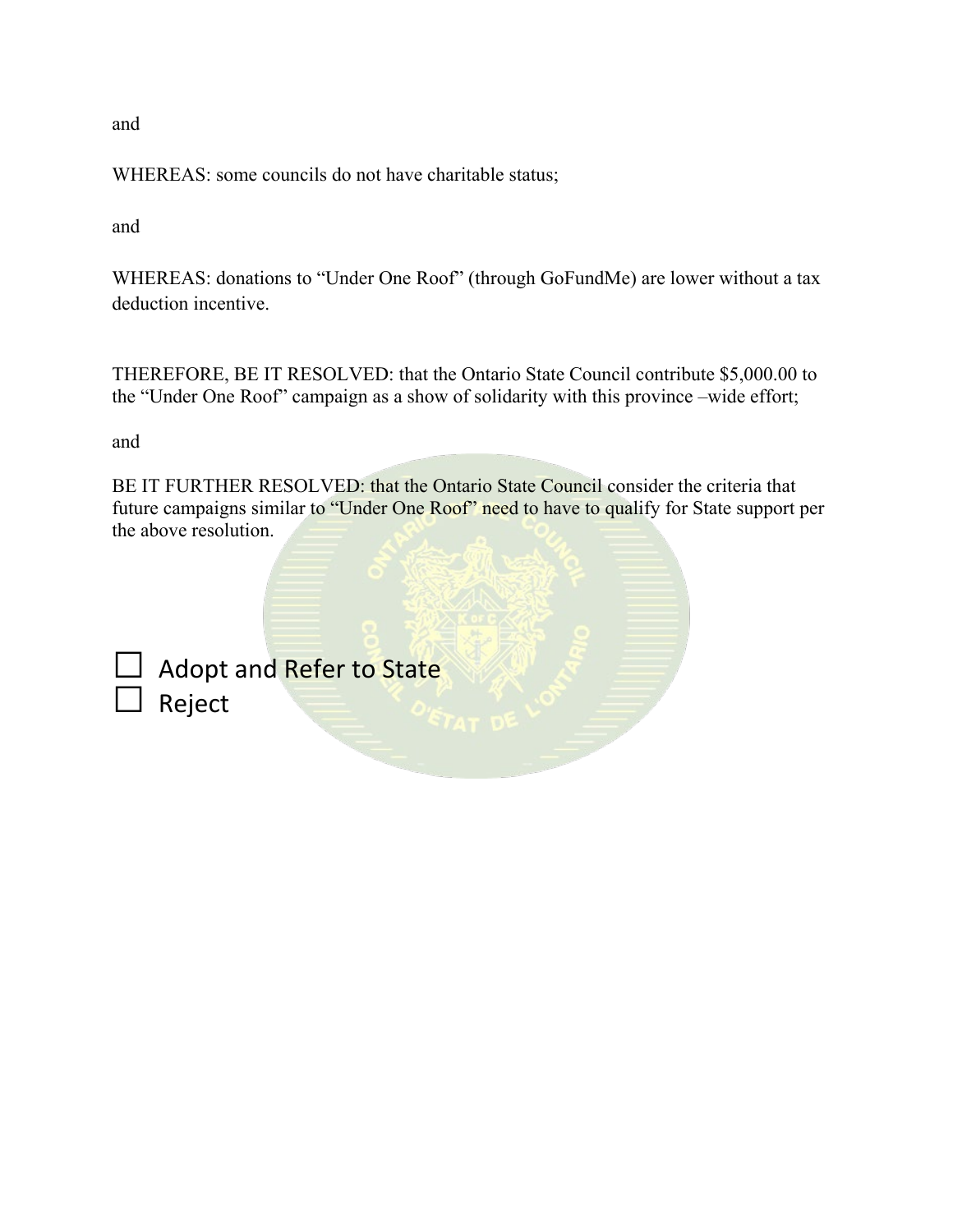and

WHEREAS: some councils do not have charitable status;

and

WHEREAS: donations to "Under One Roof" (through GoFundMe) are lower without a tax deduction incentive.

THEREFORE, BE IT RESOLVED: that the Ontario State Council contribute $5,000.00 to the "Under One Roof" campaign as a show of solidarity with this province –wide effort;

and

BE IT FURTHER RESOLVED: that the Ontario State Council consider the criteria that future campaigns similar to "Under One Roof" need to have to qualify for State support per the above resolution.

☐ Adopt and Refer to State
☐ Reject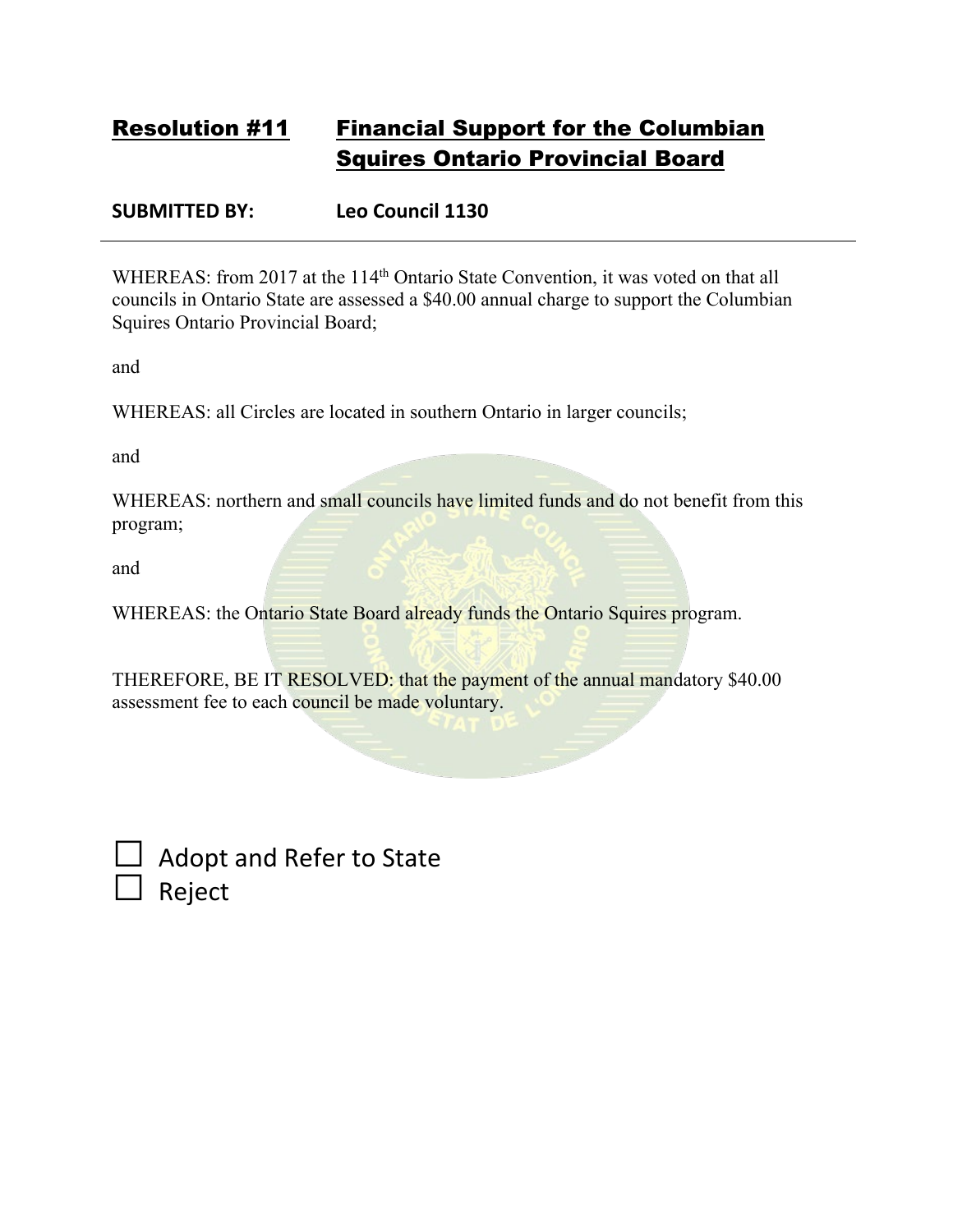## Resolution #11 Financial Support for the Columbian Squires Ontario Provincial Board

**SUBMITTED BY:** **Leo Council 1130**

---

WHEREAS: from 2017 at the 114th Ontario State Convention, it was voted on that all councils in Ontario State are assessed a $40.00 annual charge to support the Columbian Squires Ontario Provincial Board;

and

WHEREAS: all Circles are located in southern Ontario in larger councils;

and

WHEREAS: northern and small councils have limited funds and do not benefit from this program;

and

WHEREAS: the Ontario State Board already funds the Ontario Squires program.

THEREFORE, BE IT RESOLVED: that the payment of the annual mandatory $40.00 assessment fee to each council be made voluntary.

☐ Adopt and Refer to State

☐ Reject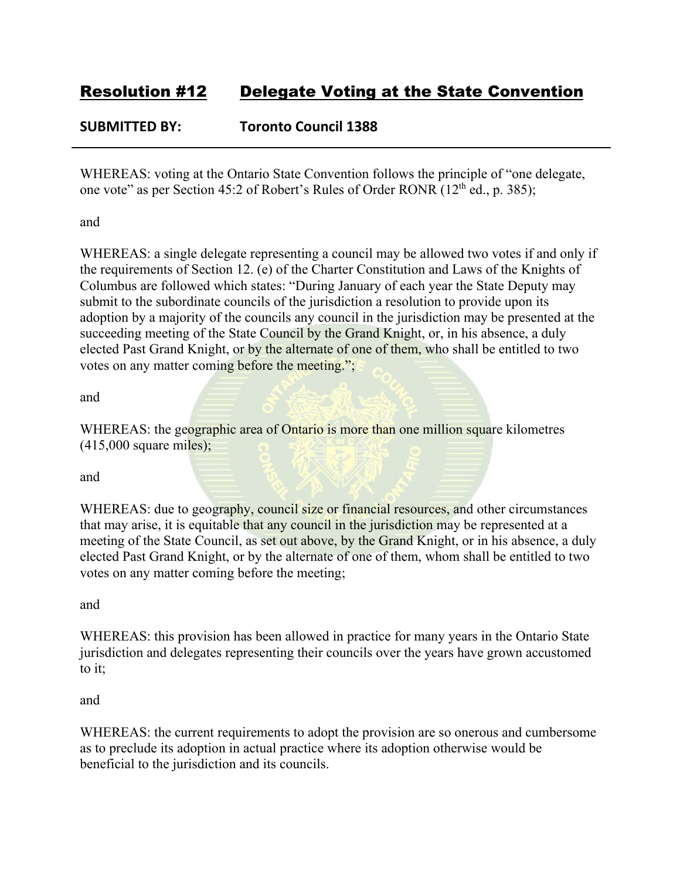## Resolution #12 Delegate Voting at the State Convention

**SUBMITTED BY: Toronto Council 1388**

---

WHEREAS: voting at the Ontario State Convention follows the principle of "one delegate, one vote" as per Section 45:2 of Robert's Rules of Order RONR (12th ed., p. 385);

and

WHEREAS: a single delegate representing a council may be allowed two votes if and only if the requirements of Section 12. (e) of the Charter Constitution and Laws of the Knights of Columbus are followed which states: "During January of each year the State Deputy may submit to the subordinate councils of the jurisdiction a resolution to provide upon its adoption by a majority of the councils any council in the jurisdiction may be presented at the succeeding meeting of the State Council by the Grand Knight, or, in his absence, a duly elected Past Grand Knight, or by the alternate of one of them, who shall be entitled to two votes on any matter coming before the meeting.";

and

WHEREAS: the geographic area of Ontario is more than one million square kilometres (415,000 square miles);

and

WHEREAS: due to geography, council size or financial resources, and other circumstances that may arise, it is equitable that any council in the jurisdiction may be represented at a meeting of the State Council, as set out above, by the Grand Knight, or in his absence, a duly elected Past Grand Knight, or by the alternate of one of them, whom shall be entitled to two votes on any matter coming before the meeting;

and

WHEREAS: this provision has been allowed in practice for many years in the Ontario State jurisdiction and delegates representing their councils over the years have grown accustomed to it;

and

WHEREAS: the current requirements to adopt the provision are so onerous and cumbersome as to preclude its adoption in actual practice where its adoption otherwise would be beneficial to the jurisdiction and its councils.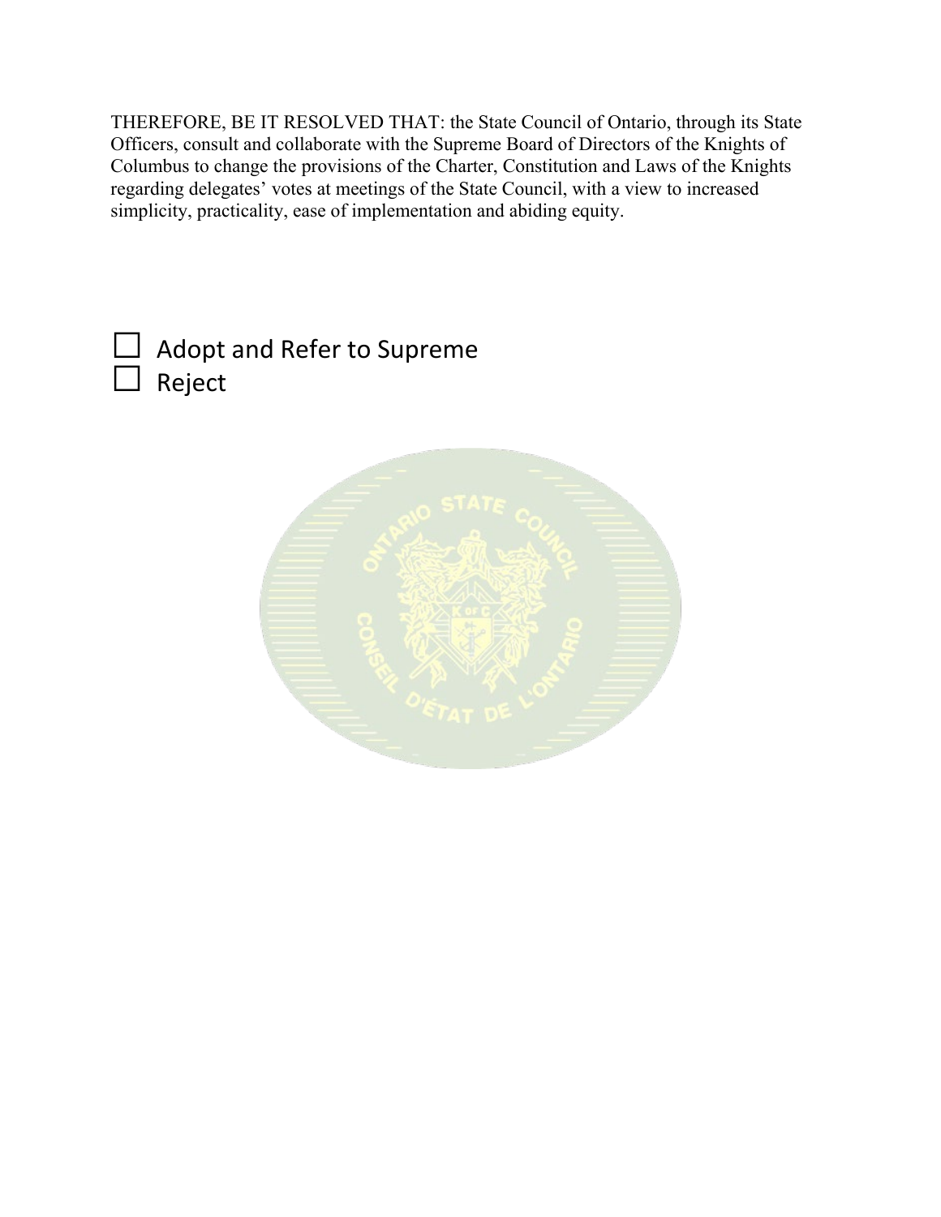THEREFORE, BE IT RESOLVED THAT: the State Council of Ontario, through its State Officers, consult and collaborate with the Supreme Board of Directors of the Knights of Columbus to change the provisions of the Charter, Constitution and Laws of the Knights regarding delegates' votes at meetings of the State Council, with a view to increased simplicity, practicality, ease of implementation and abiding equity.

☐ Adopt and Refer to Supreme
☐ Reject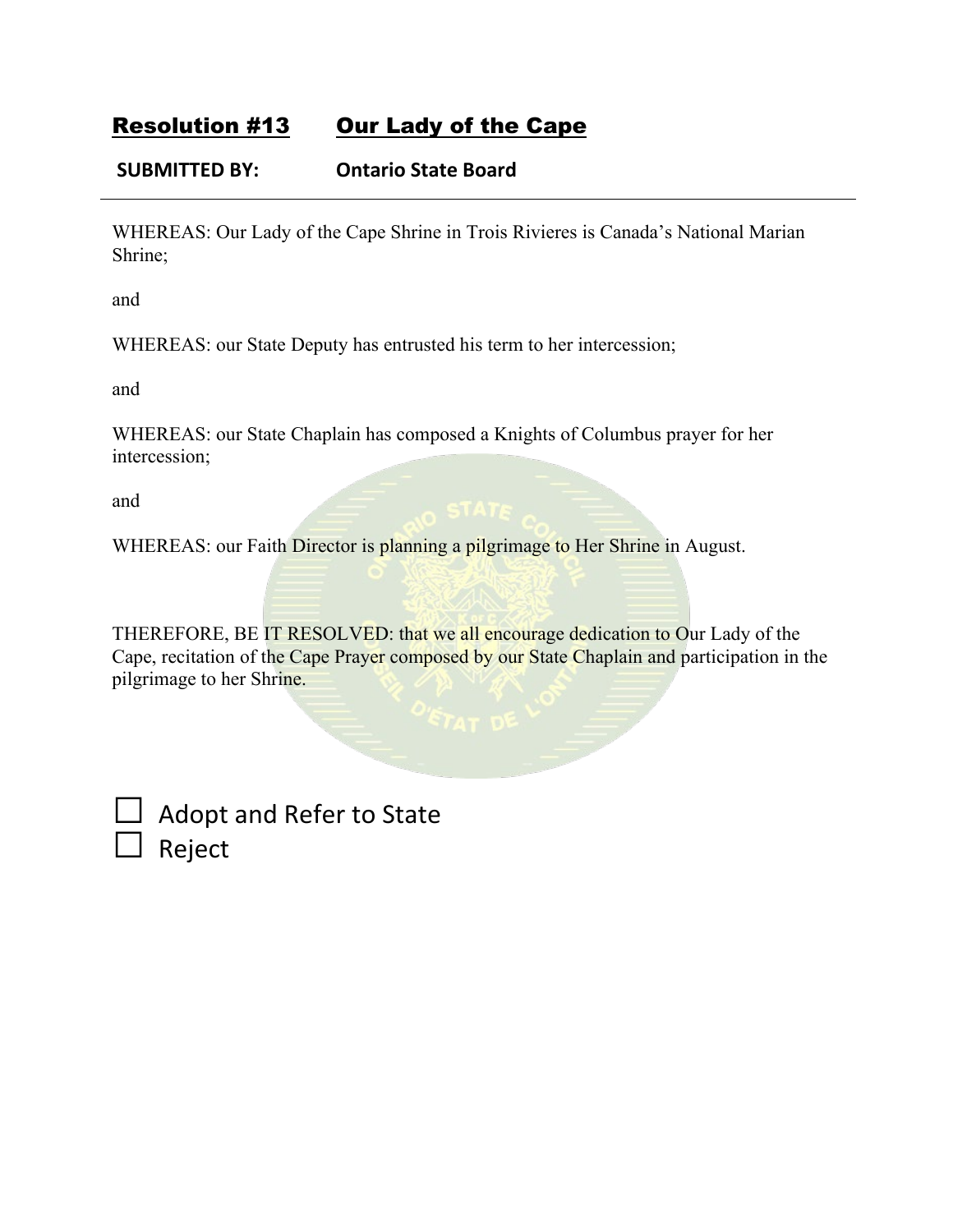## Resolution #13 Our Lady of the Cape

**SUBMITTED BY: Ontario State Board**

---

WHEREAS: Our Lady of the Cape Shrine in Trois Rivieres is Canada's National Marian Shrine;

and

WHEREAS: our State Deputy has entrusted his term to her intercession;

and

WHEREAS: our State Chaplain has composed a Knights of Columbus prayer for her intercession;

and

WHEREAS: our Faith Director is planning a pilgrimage to Her Shrine in August.

THEREFORE, BE IT RESOLVED: that we all encourage dedication to Our Lady of the Cape, recitation of the Cape Prayer composed by our State Chaplain and participation in the pilgrimage to her Shrine.

☐ Adopt and Refer to State
☐ Reject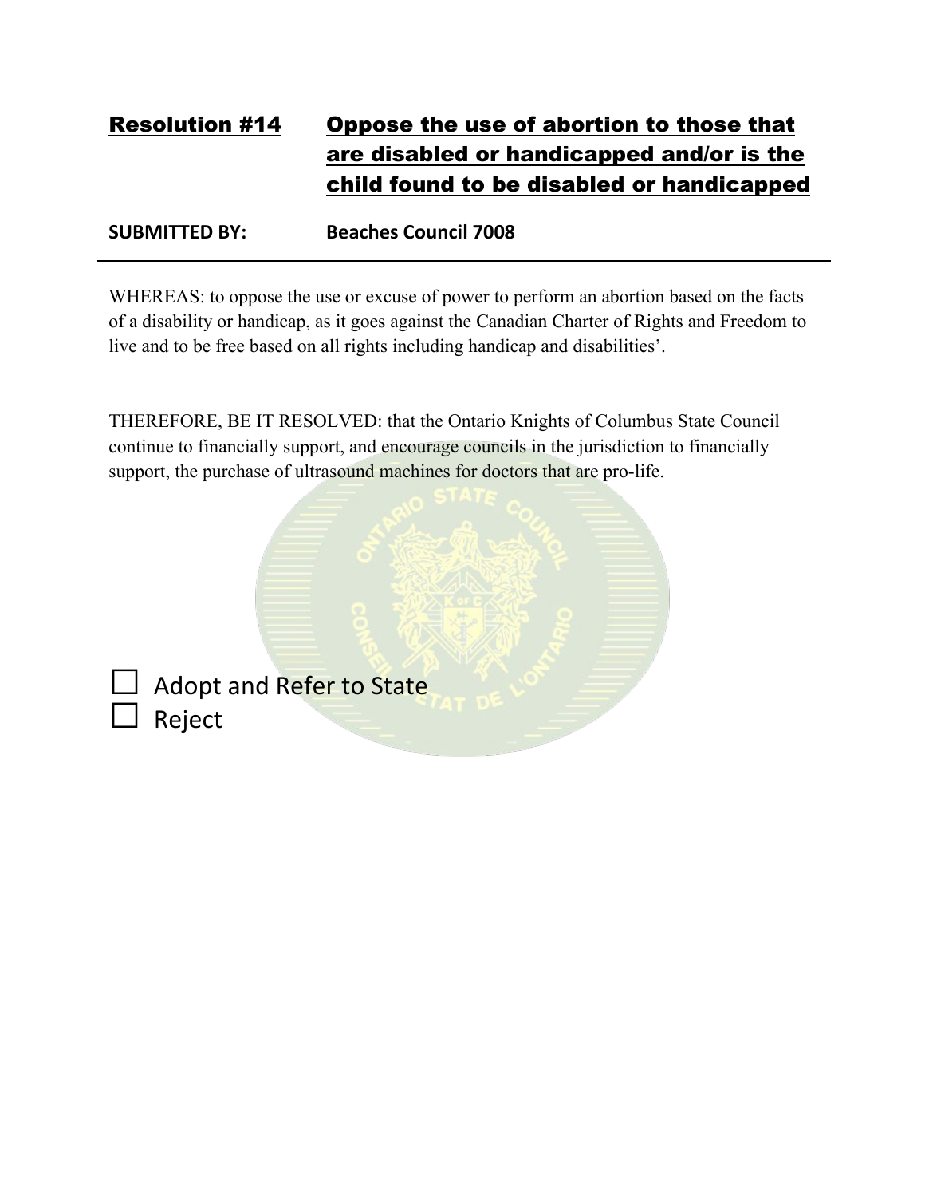## Resolution #14 Oppose the use of abortion to those that are disabled or handicapped and/or is the child found to be disabled or handicapped

**SUBMITTED BY: Beaches Council 7008**

---

WHEREAS: to oppose the use or excuse of power to perform an abortion based on the facts of a disability or handicap, as it goes against the Canadian Charter of Rights and Freedom to live and to be free based on all rights including handicap and disabilities'.

THEREFORE, BE IT RESOLVED: that the Ontario Knights of Columbus State Council continue to financially support, and encourage councils in the jurisdiction to financially support, the purchase of ultrasound machines for doctors that are pro-life.

☐ Adopt and Refer to State
☐ Reject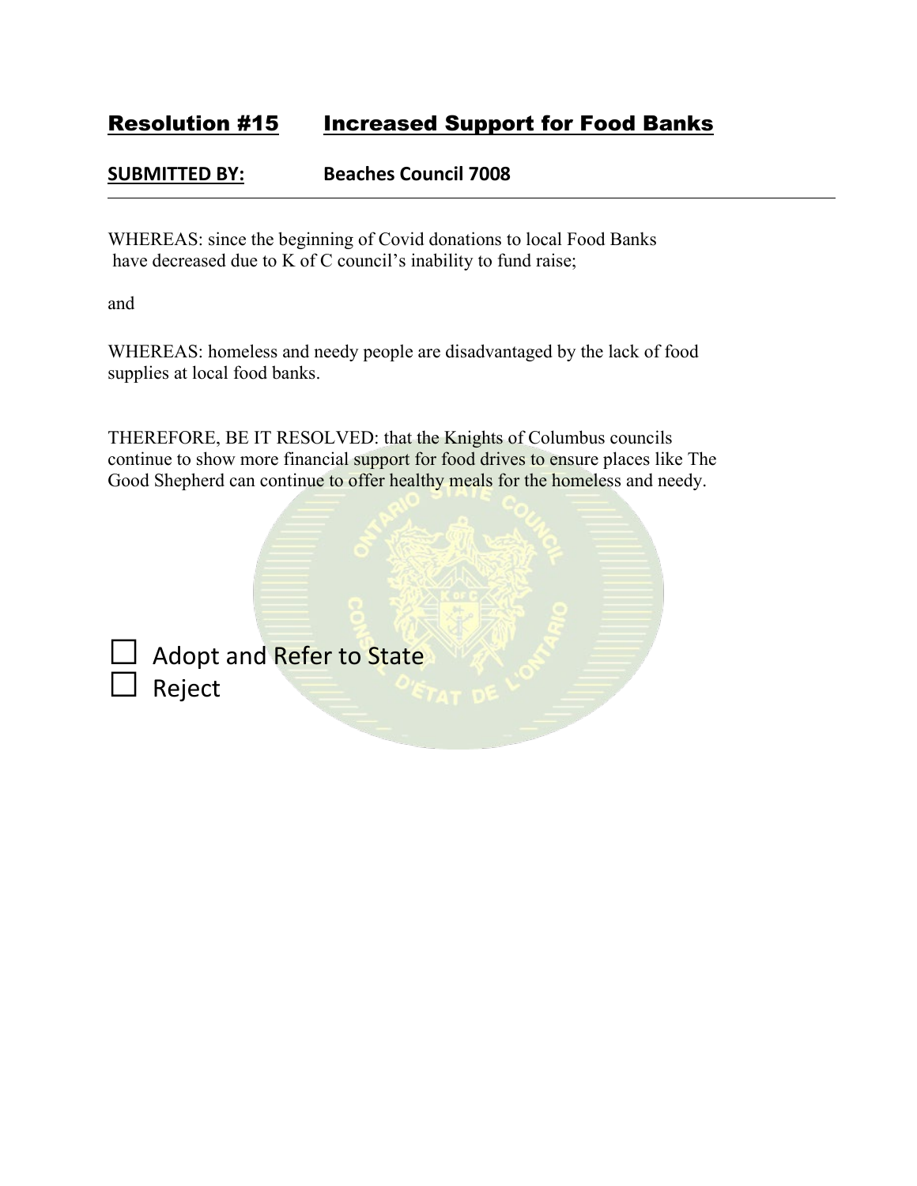## Resolution #15 Increased Support for Food Banks

**SUBMITTED BY:** **Beaches Council 7008**

---

WHEREAS: since the beginning of Covid donations to local Food Banks have decreased due to K of C council's inability to fund raise;

and

WHEREAS: homeless and needy people are disadvantaged by the lack of food supplies at local food banks.

THEREFORE, BE IT RESOLVED: that the Knights of Columbus councils continue to show more financial support for food drives to ensure places like The Good Shepherd can continue to offer healthy meals for the homeless and needy.

☐ Adopt and Refer to State
☐ Reject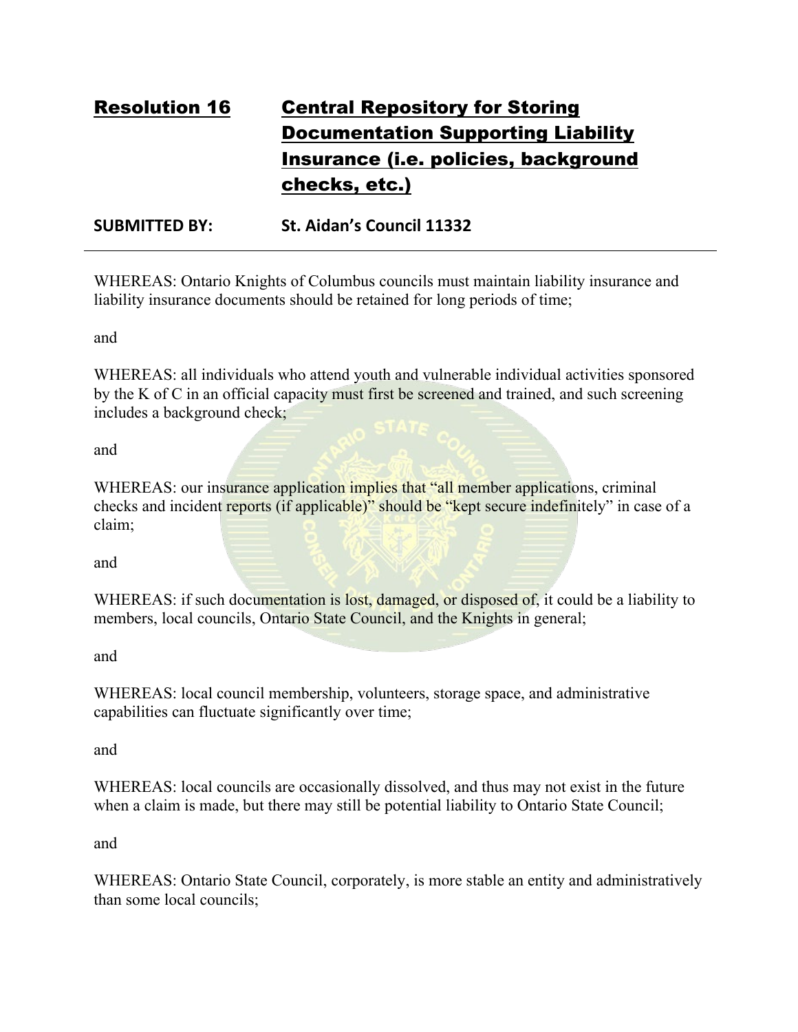## Resolution 16 Central Repository for Storing Documentation Supporting Liability Insurance (i.e. policies, background checks, etc.)

**SUBMITTED BY: St. Aidan's Council 11332**

---

WHEREAS: Ontario Knights of Columbus councils must maintain liability insurance and liability insurance documents should be retained for long periods of time;

and

WHEREAS: all individuals who attend youth and vulnerable individual activities sponsored by the K of C in an official capacity must first be screened and trained, and such screening includes a background check;

and

WHEREAS: our insurance application implies that "all member applications, criminal checks and incident reports (if applicable)" should be "kept secure indefinitely" in case of a claim;

and

WHEREAS: if such documentation is lost, damaged, or disposed of, it could be a liability to members, local councils, Ontario State Council, and the Knights in general;

and

WHEREAS: local council membership, volunteers, storage space, and administrative capabilities can fluctuate significantly over time;

and

WHEREAS: local councils are occasionally dissolved, and thus may not exist in the future when a claim is made, but there may still be potential liability to Ontario State Council;

and

WHEREAS: Ontario State Council, corporately, is more stable an entity and administratively than some local councils;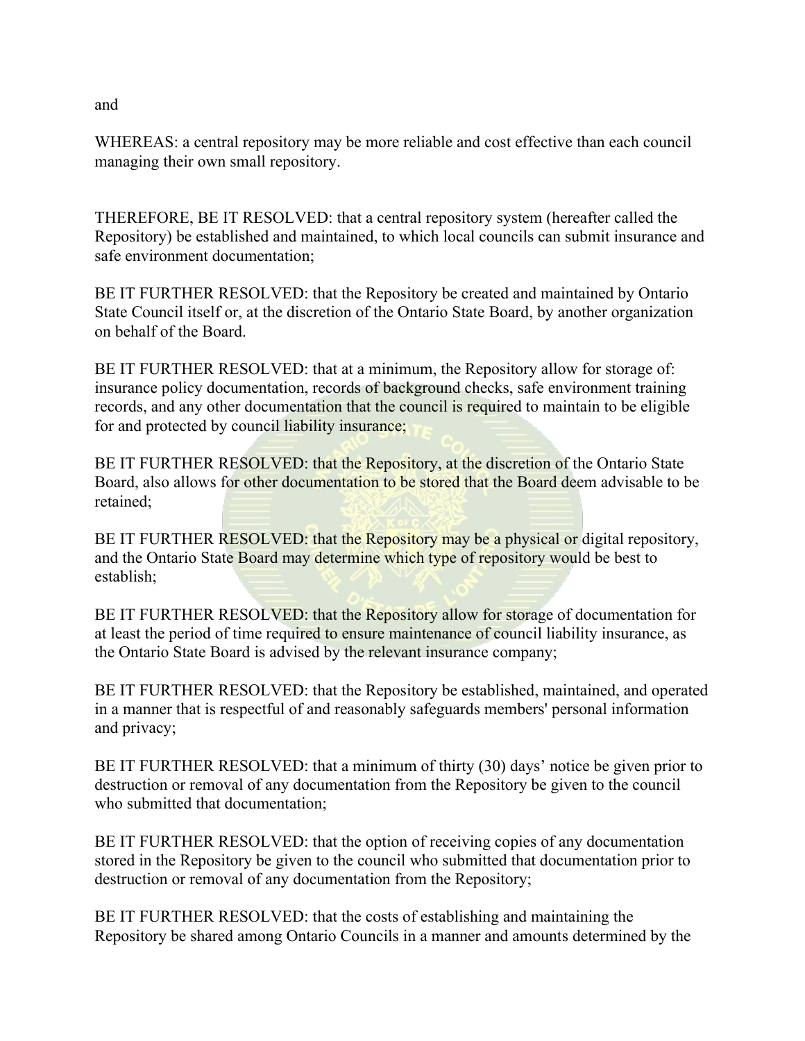and

WHEREAS: a central repository may be more reliable and cost effective than each council managing their own small repository.

THEREFORE, BE IT RESOLVED: that a central repository system (hereafter called the Repository) be established and maintained, to which local councils can submit insurance and safe environment documentation;

BE IT FURTHER RESOLVED: that the Repository be created and maintained by Ontario State Council itself or, at the discretion of the Ontario State Board, by another organization on behalf of the Board.

BE IT FURTHER RESOLVED: that at a minimum, the Repository allow for storage of: insurance policy documentation, records of background checks, safe environment training records, and any other documentation that the council is required to maintain to be eligible for and protected by council liability insurance;

BE IT FURTHER RESOLVED: that the Repository, at the discretion of the Ontario State Board, also allows for other documentation to be stored that the Board deem advisable to be retained;

BE IT FURTHER RESOLVED: that the Repository may be a physical or digital repository, and the Ontario State Board may determine which type of repository would be best to establish;

BE IT FURTHER RESOLVED: that the Repository allow for storage of documentation for at least the period of time required to ensure maintenance of council liability insurance, as the Ontario State Board is advised by the relevant insurance company;

BE IT FURTHER RESOLVED: that the Repository be established, maintained, and operated in a manner that is respectful of and reasonably safeguards members' personal information and privacy;

BE IT FURTHER RESOLVED: that a minimum of thirty (30) days' notice be given prior to destruction or removal of any documentation from the Repository be given to the council who submitted that documentation;

BE IT FURTHER RESOLVED: that the option of receiving copies of any documentation stored in the Repository be given to the council who submitted that documentation prior to destruction or removal of any documentation from the Repository;

BE IT FURTHER RESOLVED: that the costs of establishing and maintaining the Repository be shared among Ontario Councils in a manner and amounts determined by the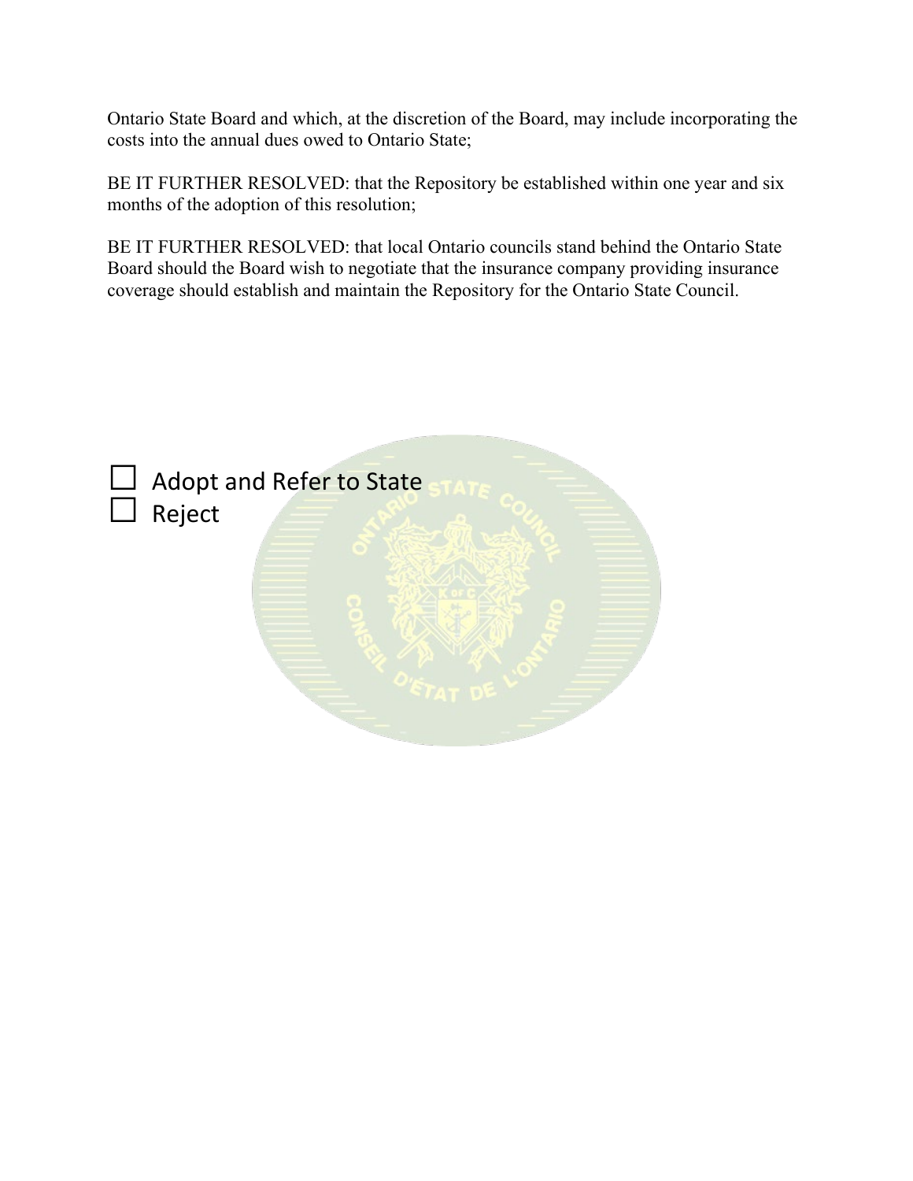Ontario State Board and which, at the discretion of the Board, may include incorporating the costs into the annual dues owed to Ontario State;

BE IT FURTHER RESOLVED: that the Repository be established within one year and six months of the adoption of this resolution;

BE IT FURTHER RESOLVED: that local Ontario councils stand behind the Ontario State Board should the Board wish to negotiate that the insurance company providing insurance coverage should establish and maintain the Repository for the Ontario State Council.

☐ Adopt and Refer to State
☐ Reject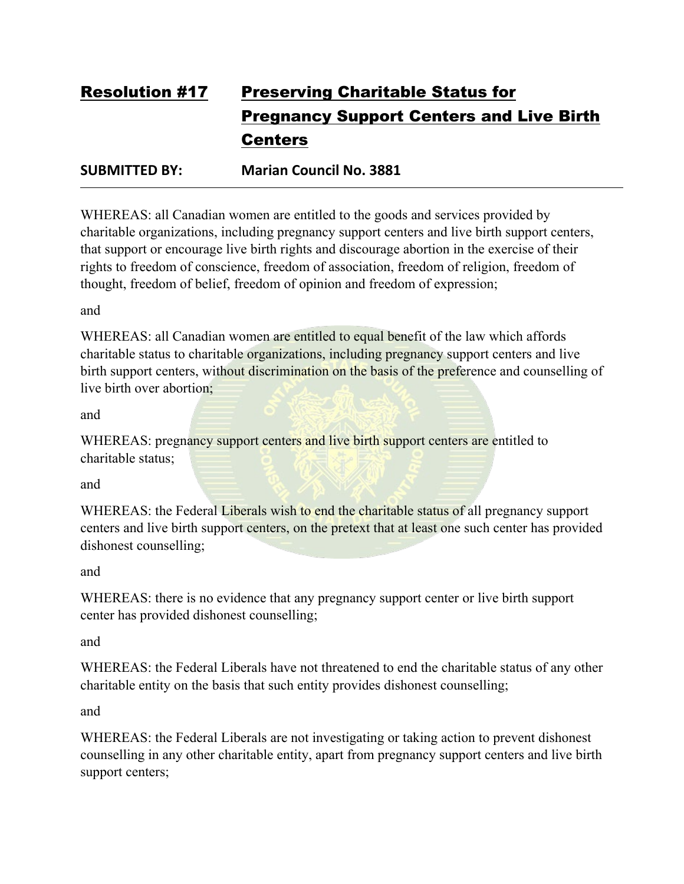## Resolution #17 Preserving Charitable Status for Pregnancy Support Centers and Live Birth Centers

**SUBMITTED BY: Marian Council No. 3881**

---

WHEREAS: all Canadian women are entitled to the goods and services provided by charitable organizations, including pregnancy support centers and live birth support centers, that support or encourage live birth rights and discourage abortion in the exercise of their rights to freedom of conscience, freedom of association, freedom of religion, freedom of thought, freedom of belief, freedom of opinion and freedom of expression;

and

WHEREAS: all Canadian women are entitled to equal benefit of the law which affords charitable status to charitable organizations, including pregnancy support centers and live birth support centers, without discrimination on the basis of the preference and counselling of live birth over abortion;

and

WHEREAS: pregnancy support centers and live birth support centers are entitled to charitable status;

and

WHEREAS: the Federal Liberals wish to end the charitable status of all pregnancy support centers and live birth support centers, on the pretext that at least one such center has provided dishonest counselling;

and

WHEREAS: there is no evidence that any pregnancy support center or live birth support center has provided dishonest counselling;

and

WHEREAS: the Federal Liberals have not threatened to end the charitable status of any other charitable entity on the basis that such entity provides dishonest counselling;

and

WHEREAS: the Federal Liberals are not investigating or taking action to prevent dishonest counselling in any other charitable entity, apart from pregnancy support centers and live birth support centers;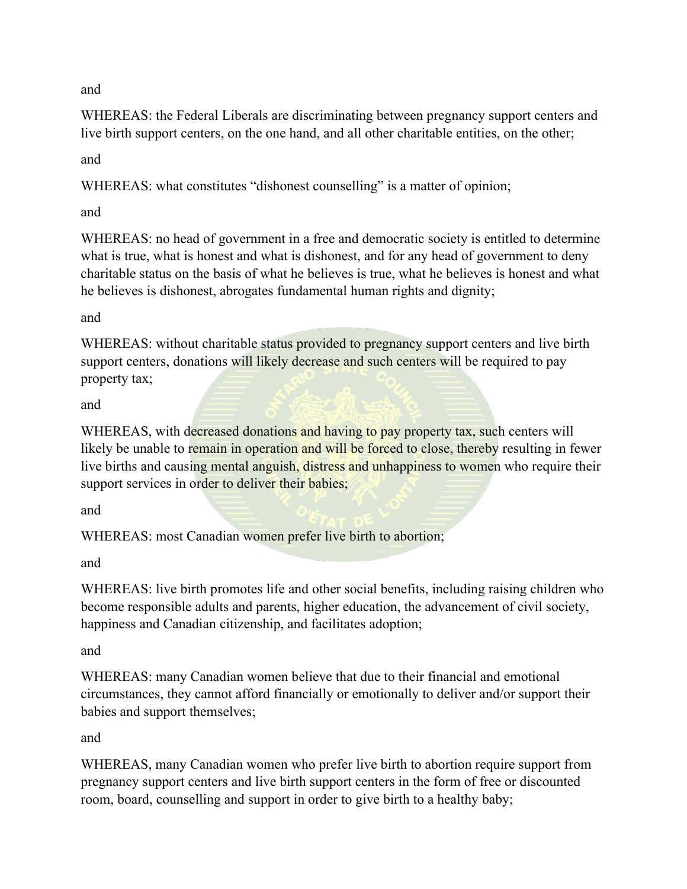and

WHEREAS: the Federal Liberals are discriminating between pregnancy support centers and live birth support centers, on the one hand, and all other charitable entities, on the other;

and

WHEREAS: what constitutes "dishonest counselling" is a matter of opinion;

and

WHEREAS: no head of government in a free and democratic society is entitled to determine what is true, what is honest and what is dishonest, and for any head of government to deny charitable status on the basis of what he believes is true, what he believes is honest and what he believes is dishonest, abrogates fundamental human rights and dignity;

and

WHEREAS: without charitable status provided to pregnancy support centers and live birth support centers, donations will likely decrease and such centers will be required to pay property tax;

and

WHEREAS, with decreased donations and having to pay property tax, such centers will likely be unable to remain in operation and will be forced to close, thereby resulting in fewer live births and causing mental anguish, distress and unhappiness to women who require their support services in order to deliver their babies;

and

WHEREAS: most Canadian women prefer live birth to abortion;

and

WHEREAS: live birth promotes life and other social benefits, including raising children who become responsible adults and parents, higher education, the advancement of civil society, happiness and Canadian citizenship, and facilitates adoption;

and

WHEREAS: many Canadian women believe that due to their financial and emotional circumstances, they cannot afford financially or emotionally to deliver and/or support their babies and support themselves;

and

WHEREAS, many Canadian women who prefer live birth to abortion require support from pregnancy support centers and live birth support centers in the form of free or discounted room, board, counselling and support in order to give birth to a healthy baby;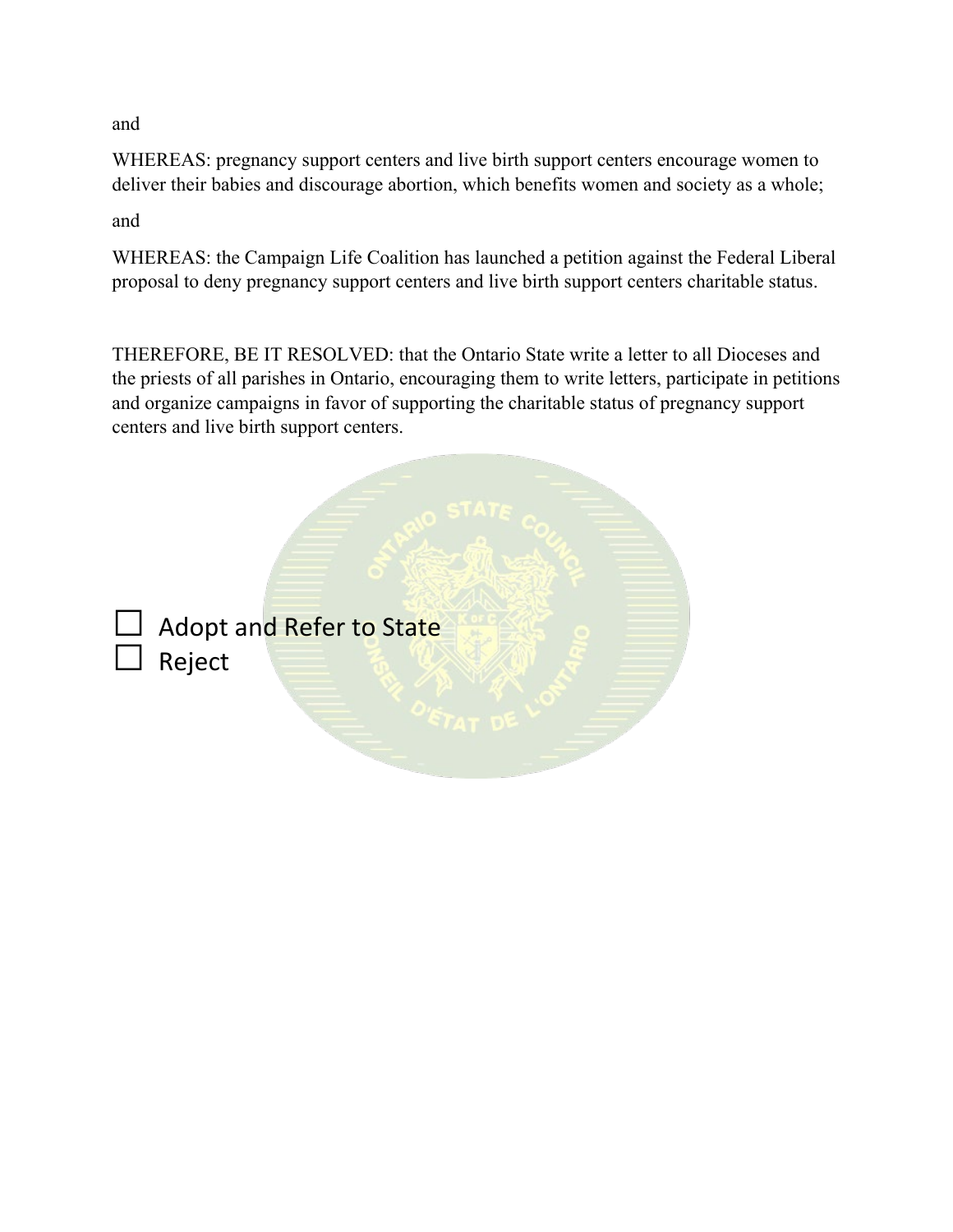and

WHEREAS: pregnancy support centers and live birth support centers encourage women to deliver their babies and discourage abortion, which benefits women and society as a whole;

and

WHEREAS: the Campaign Life Coalition has launched a petition against the Federal Liberal proposal to deny pregnancy support centers and live birth support centers charitable status.

THEREFORE, BE IT RESOLVED: that the Ontario State write a letter to all Dioceses and the priests of all parishes in Ontario, encouraging them to write letters, participate in petitions and organize campaigns in favor of supporting the charitable status of pregnancy support centers and live birth support centers.

☐ Adopt and Refer to State
☐ Reject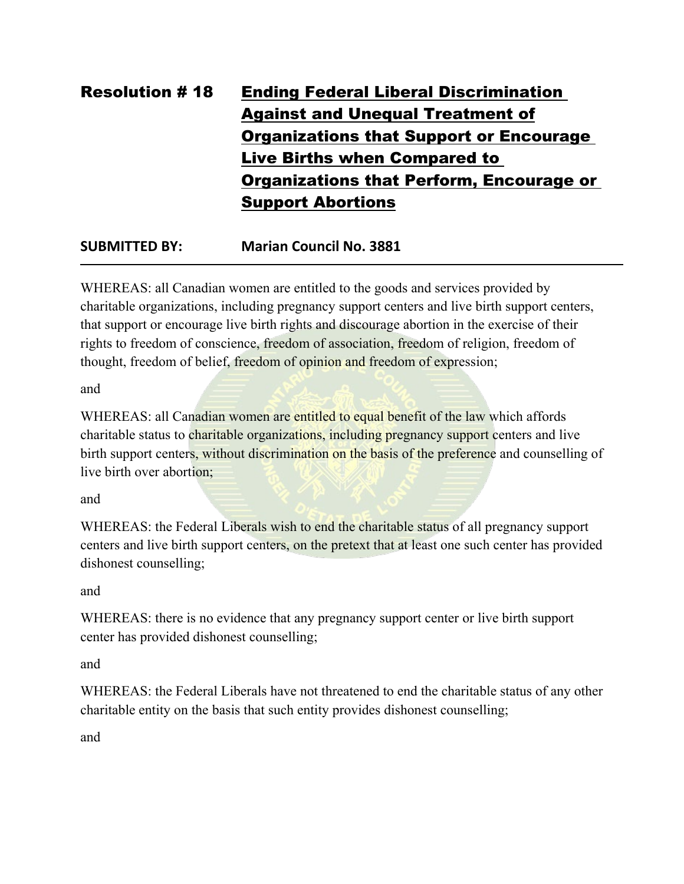## Resolution # 18 Ending Federal Liberal Discrimination Against and Unequal Treatment of Organizations that Support or Encourage Live Births when Compared to Organizations that Perform, Encourage or Support Abortions

**SUBMITTED BY:** **Marian Council No. 3881**

---

WHEREAS: all Canadian women are entitled to the goods and services provided by charitable organizations, including pregnancy support centers and live birth support centers, that support or encourage live birth rights and discourage abortion in the exercise of their rights to freedom of conscience, freedom of association, freedom of religion, freedom of thought, freedom of belief, freedom of opinion and freedom of expression;

and

WHEREAS: all Canadian women are entitled to equal benefit of the law which affords charitable status to charitable organizations, including pregnancy support centers and live birth support centers, without discrimination on the basis of the preference and counselling of live birth over abortion;

and

WHEREAS: the Federal Liberals wish to end the charitable status of all pregnancy support centers and live birth support centers, on the pretext that at least one such center has provided dishonest counselling;

and

WHEREAS: there is no evidence that any pregnancy support center or live birth support center has provided dishonest counselling;

and

WHEREAS: the Federal Liberals have not threatened to end the charitable status of any other charitable entity on the basis that such entity provides dishonest counselling;

and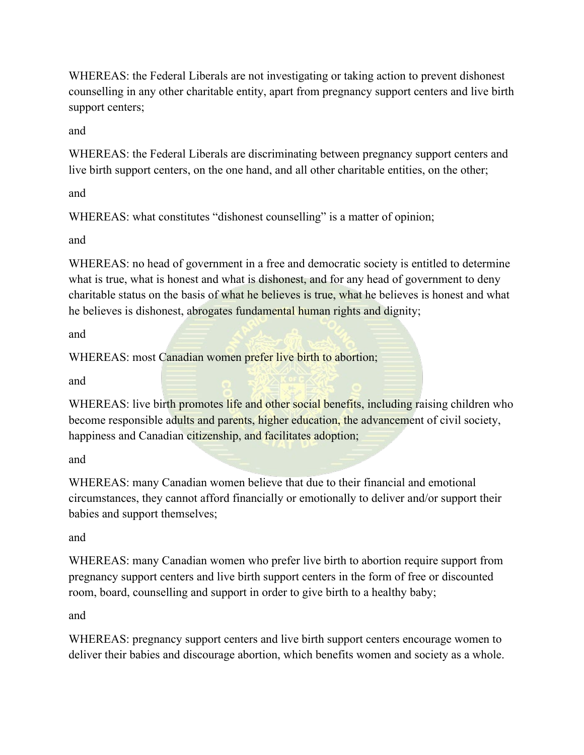WHEREAS: the Federal Liberals are not investigating or taking action to prevent dishonest counselling in any other charitable entity, apart from pregnancy support centers and live birth support centers;

and

WHEREAS: the Federal Liberals are discriminating between pregnancy support centers and live birth support centers, on the one hand, and all other charitable entities, on the other;

and

WHEREAS: what constitutes "dishonest counselling" is a matter of opinion;

and

WHEREAS: no head of government in a free and democratic society is entitled to determine what is true, what is honest and what is dishonest, and for any head of government to deny charitable status on the basis of what he believes is true, what he believes is honest and what he believes is dishonest, abrogates fundamental human rights and dignity;

and

WHEREAS: most Canadian women prefer live birth to abortion;

and

WHEREAS: live birth promotes life and other social benefits, including raising children who become responsible adults and parents, higher education, the advancement of civil society, happiness and Canadian citizenship, and facilitates adoption;

and

WHEREAS: many Canadian women believe that due to their financial and emotional circumstances, they cannot afford financially or emotionally to deliver and/or support their babies and support themselves;

and

WHEREAS: many Canadian women who prefer live birth to abortion require support from pregnancy support centers and live birth support centers in the form of free or discounted room, board, counselling and support in order to give birth to a healthy baby;

and

WHEREAS: pregnancy support centers and live birth support centers encourage women to deliver their babies and discourage abortion, which benefits women and society as a whole.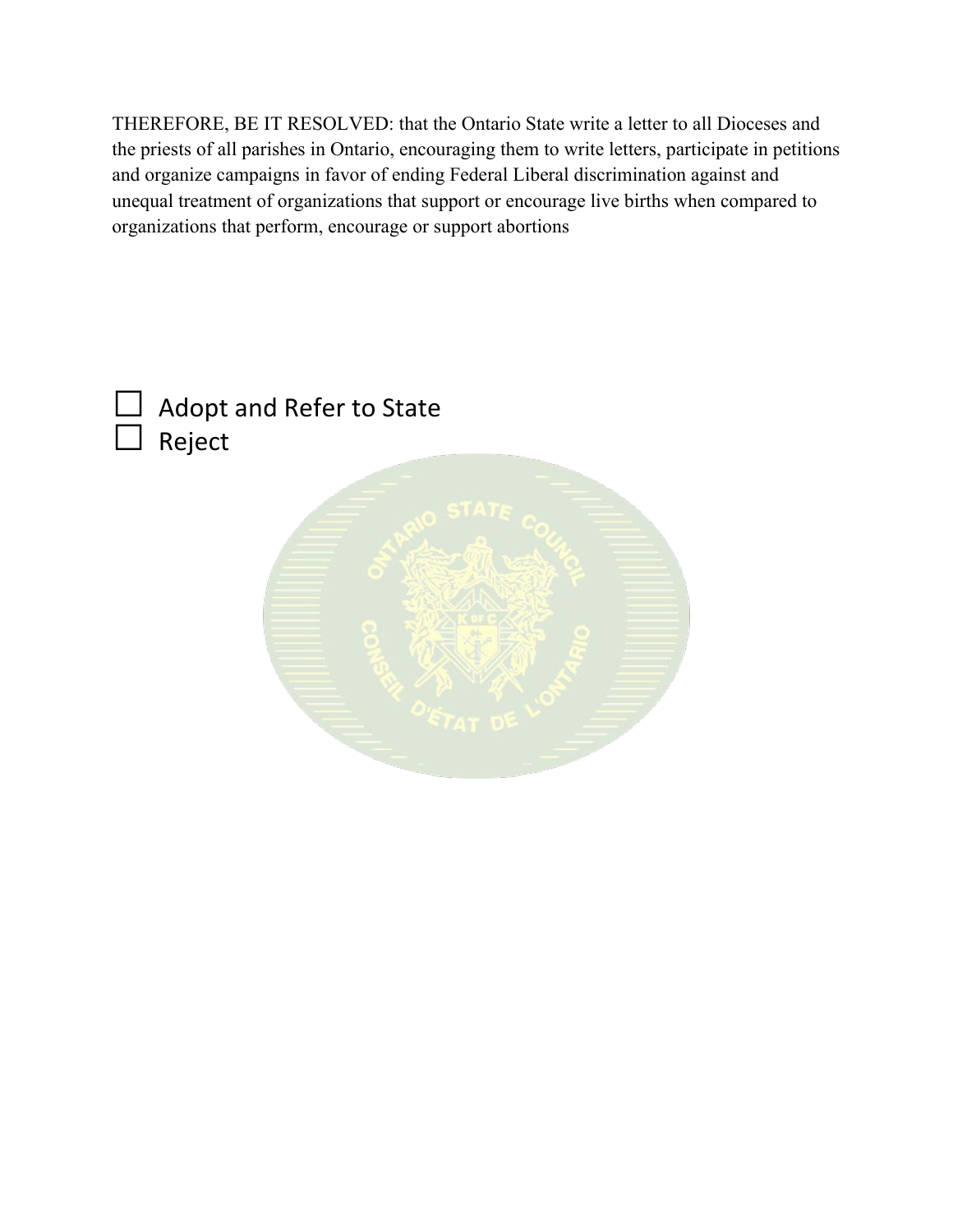THEREFORE, BE IT RESOLVED: that the Ontario State write a letter to all Dioceses and the priests of all parishes in Ontario, encouraging them to write letters, participate in petitions and organize campaigns in favor of ending Federal Liberal discrimination against and unequal treatment of organizations that support or encourage live births when compared to organizations that perform, encourage or support abortions

☐ Adopt and Refer to State
☐ Reject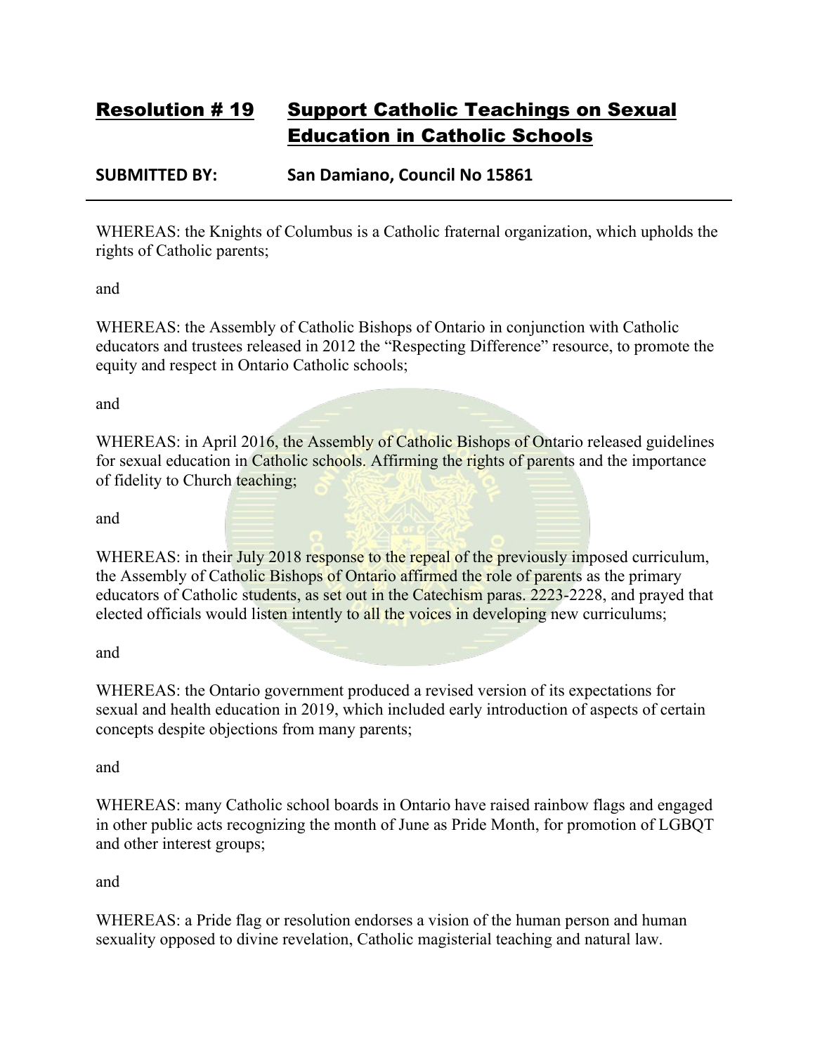## Resolution # 19 Support Catholic Teachings on Sexual Education in Catholic Schools

**SUBMITTED BY: San Damiano, Council No 15861**

---

WHEREAS: the Knights of Columbus is a Catholic fraternal organization, which upholds the rights of Catholic parents;

and

WHEREAS: the Assembly of Catholic Bishops of Ontario in conjunction with Catholic educators and trustees released in 2012 the "Respecting Difference" resource, to promote the equity and respect in Ontario Catholic schools;

and

WHEREAS: in April 2016, the Assembly of Catholic Bishops of Ontario released guidelines for sexual education in Catholic schools. Affirming the rights of parents and the importance of fidelity to Church teaching;

and

WHEREAS: in their July 2018 response to the repeal of the previously imposed curriculum, the Assembly of Catholic Bishops of Ontario affirmed the role of parents as the primary educators of Catholic students, as set out in the Catechism paras. 2223-2228, and prayed that elected officials would listen intently to all the voices in developing new curriculums;

and

WHEREAS: the Ontario government produced a revised version of its expectations for sexual and health education in 2019, which included early introduction of aspects of certain concepts despite objections from many parents;

and

WHEREAS: many Catholic school boards in Ontario have raised rainbow flags and engaged in other public acts recognizing the month of June as Pride Month, for promotion of LGBQT and other interest groups;

and

WHEREAS: a Pride flag or resolution endorses a vision of the human person and human sexuality opposed to divine revelation, Catholic magisterial teaching and natural law.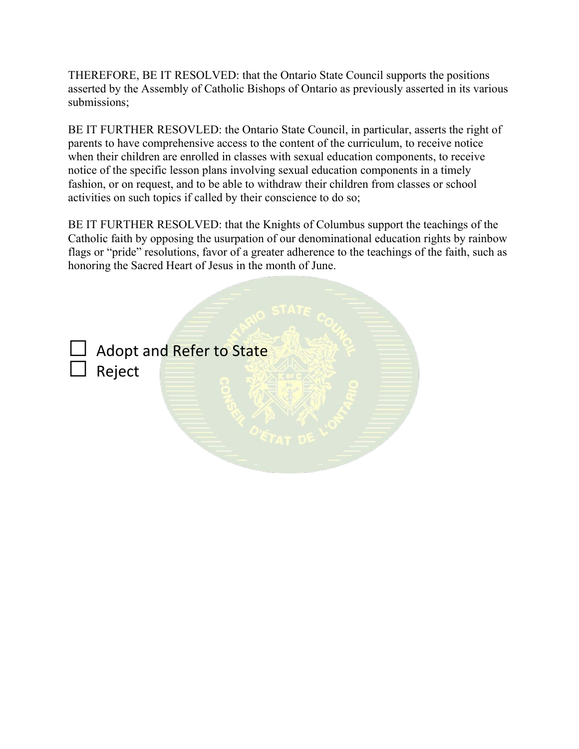THEREFORE, BE IT RESOLVED: that the Ontario State Council supports the positions asserted by the Assembly of Catholic Bishops of Ontario as previously asserted in its various submissions;

BE IT FURTHER RESOVLED: the Ontario State Council, in particular, asserts the right of parents to have comprehensive access to the content of the curriculum, to receive notice when their children are enrolled in classes with sexual education components, to receive notice of the specific lesson plans involving sexual education components in a timely fashion, or on request, and to be able to withdraw their children from classes or school activities on such topics if called by their conscience to do so;

BE IT FURTHER RESOLVED: that the Knights of Columbus support the teachings of the Catholic faith by opposing the usurpation of our denominational education rights by rainbow flags or "pride" resolutions, favor of a greater adherence to the teachings of the faith, such as honoring the Sacred Heart of Jesus in the month of June.

☐ Adopt and Refer to State
☐ Reject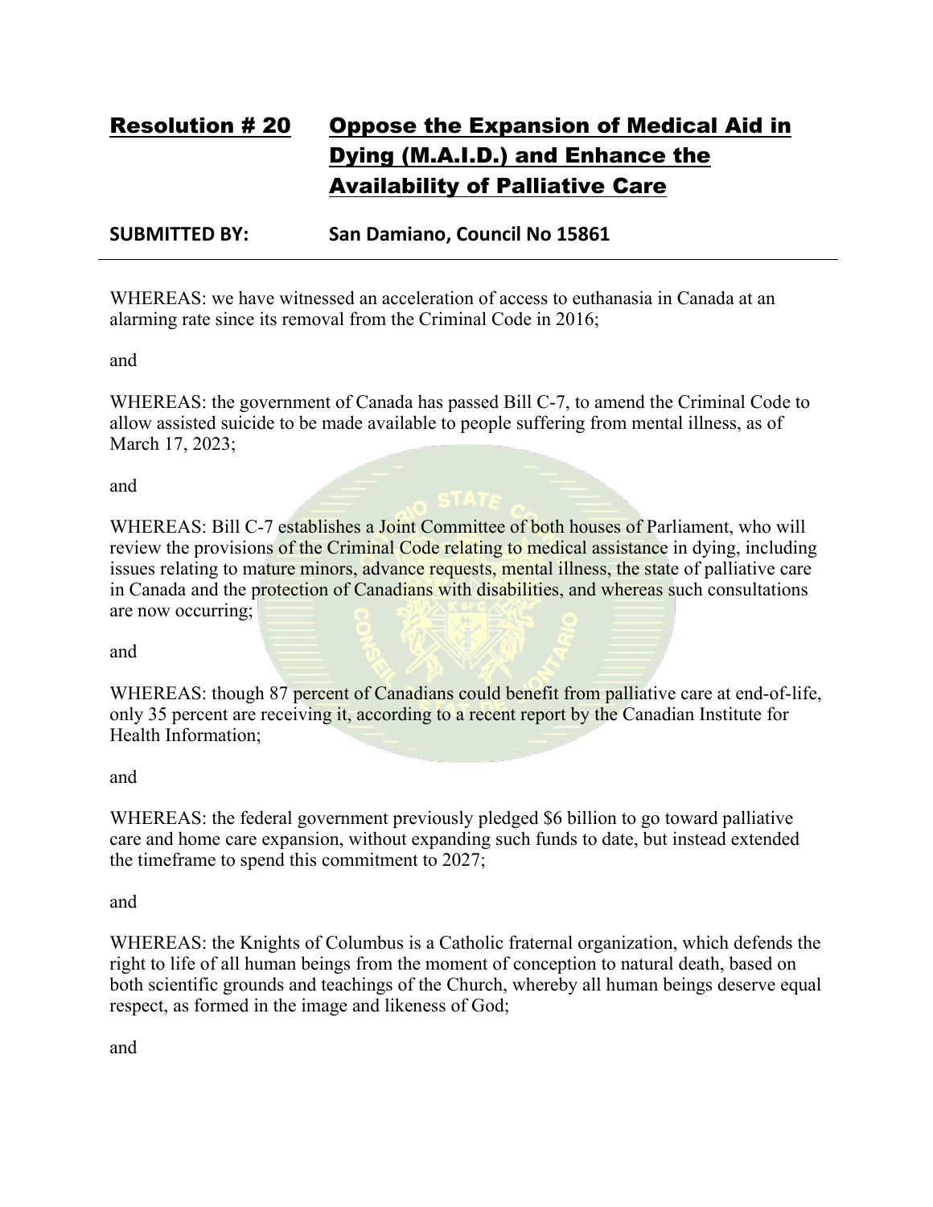## Resolution # 20 Oppose the Expansion of Medical Aid in Dying (M.A.I.D.) and Enhance the Availability of Palliative Care

**SUBMITTED BY: San Damiano, Council No 15861**

---

WHEREAS: we have witnessed an acceleration of access to euthanasia in Canada at an alarming rate since its removal from the Criminal Code in 2016;

and

WHEREAS: the government of Canada has passed Bill C-7, to amend the Criminal Code to allow assisted suicide to be made available to people suffering from mental illness, as of March 17, 2023;

and

WHEREAS: Bill C-7 establishes a Joint Committee of both houses of Parliament, who will review the provisions of the Criminal Code relating to medical assistance in dying, including issues relating to mature minors, advance requests, mental illness, the state of palliative care in Canada and the protection of Canadians with disabilities, and whereas such consultations are now occurring;

and

WHEREAS: though 87 percent of Canadians could benefit from palliative care at end-of-life, only 35 percent are receiving it, according to a recent report by the Canadian Institute for Health Information;

and

WHEREAS: the federal government previously pledged $6 billion to go toward palliative care and home care expansion, without expanding such funds to date, but instead extended the timeframe to spend this commitment to 2027;

and

WHEREAS: the Knights of Columbus is a Catholic fraternal organization, which defends the right to life of all human beings from the moment of conception to natural death, based on both scientific grounds and teachings of the Church, whereby all human beings deserve equal respect, as formed in the image and likeness of God;

and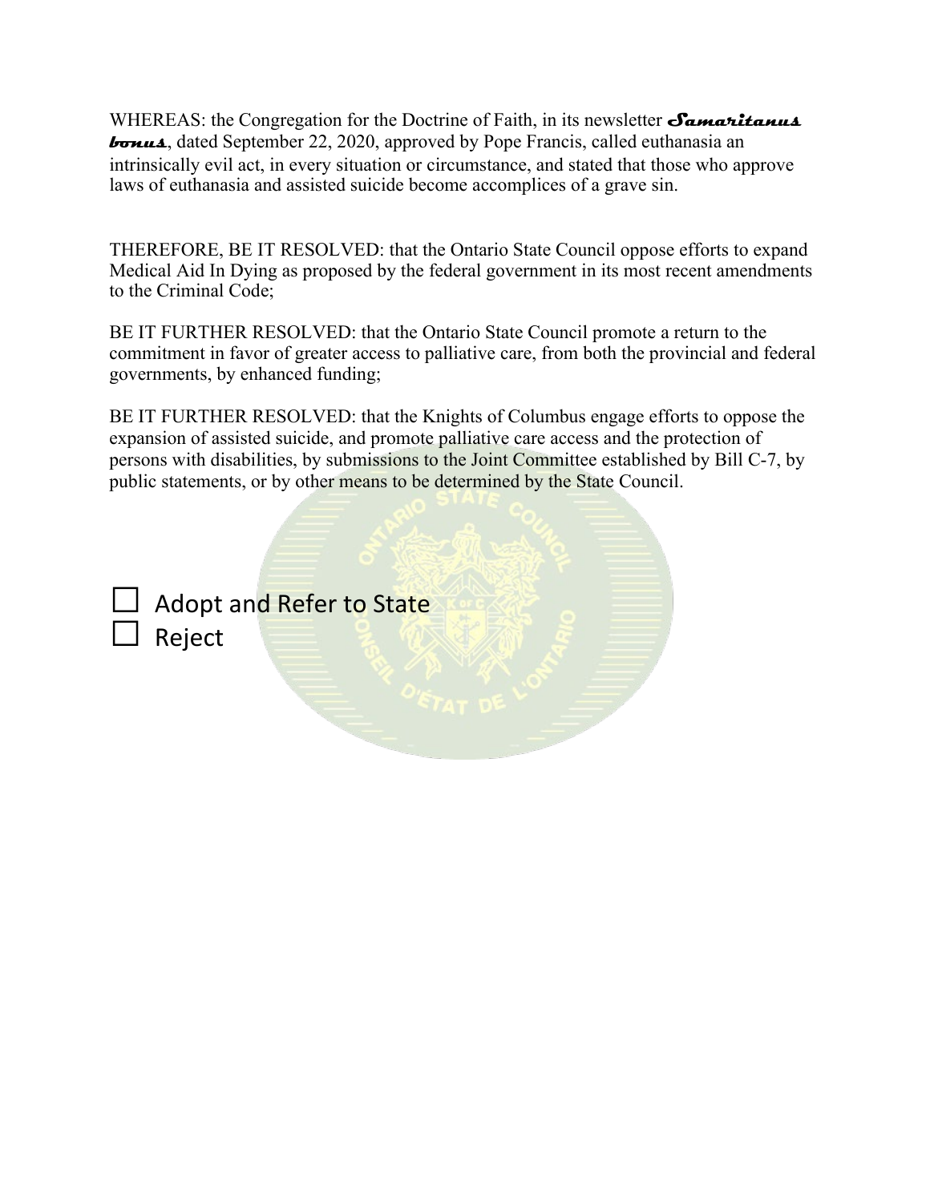WHEREAS: the Congregation for the Doctrine of Faith, in its newsletter ***Samaritanus bonus***, dated September 22, 2020, approved by Pope Francis, called euthanasia an intrinsically evil act, in every situation or circumstance, and stated that those who approve laws of euthanasia and assisted suicide become accomplices of a grave sin.

THEREFORE, BE IT RESOLVED: that the Ontario State Council oppose efforts to expand Medical Aid In Dying as proposed by the federal government in its most recent amendments to the Criminal Code;

BE IT FURTHER RESOLVED: that the Ontario State Council promote a return to the commitment in favor of greater access to palliative care, from both the provincial and federal governments, by enhanced funding;

BE IT FURTHER RESOLVED: that the Knights of Columbus engage efforts to oppose the expansion of assisted suicide, and promote palliative care access and the protection of persons with disabilities, by submissions to the Joint Committee established by Bill C-7, by public statements, or by other means to be determined by the State Council.

☐ Adopt and Refer to State

☐ Reject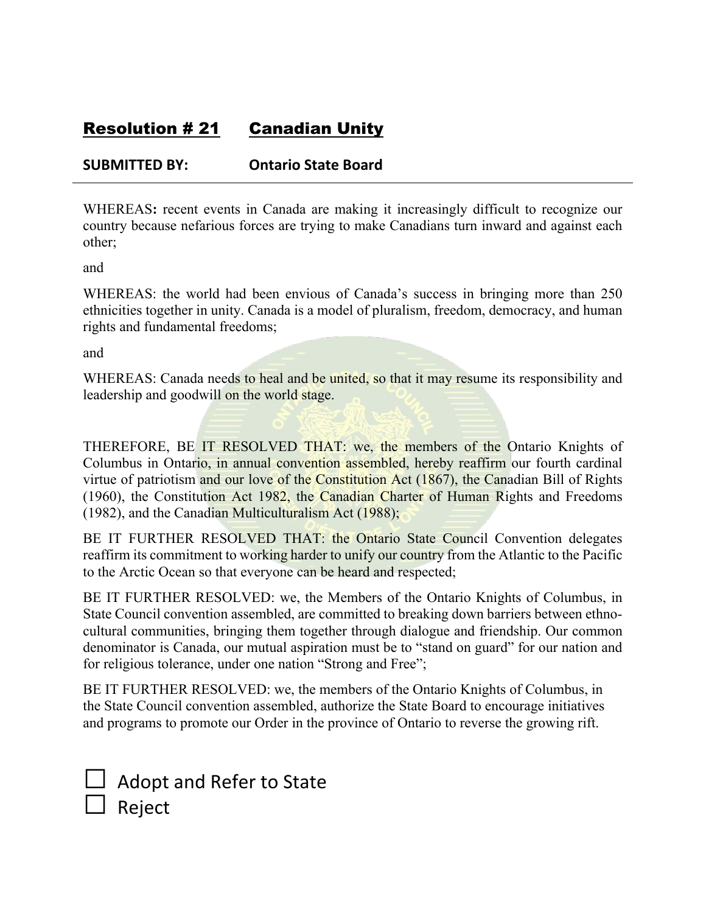## Resolution # 21 Canadian Unity

**SUBMITTED BY: Ontario State Board**

---

WHEREAS**:** recent events in Canada are making it increasingly difficult to recognize our country because nefarious forces are trying to make Canadians turn inward and against each other;

and

WHEREAS: the world had been envious of Canada's success in bringing more than 250 ethnicities together in unity. Canada is a model of pluralism, freedom, democracy, and human rights and fundamental freedoms;

and

WHEREAS: Canada needs to heal and be united, so that it may resume its responsibility and leadership and goodwill on the world stage.

THEREFORE, BE IT RESOLVED THAT: we, the members of the Ontario Knights of Columbus in Ontario, in annual convention assembled, hereby reaffirm our fourth cardinal virtue of patriotism and our love of the Constitution Act (1867), the Canadian Bill of Rights (1960), the Constitution Act 1982, the Canadian Charter of Human Rights and Freedoms (1982), and the Canadian Multiculturalism Act (1988);

BE IT FURTHER RESOLVED THAT: the Ontario State Council Convention delegates reaffirm its commitment to working harder to unify our country from the Atlantic to the Pacific to the Arctic Ocean so that everyone can be heard and respected;

BE IT FURTHER RESOLVED: we, the Members of the Ontario Knights of Columbus, in State Council convention assembled, are committed to breaking down barriers between ethno-cultural communities, bringing them together through dialogue and friendship. Our common denominator is Canada, our mutual aspiration must be to "stand on guard" for our nation and for religious tolerance, under one nation "Strong and Free";

BE IT FURTHER RESOLVED: we, the members of the Ontario Knights of Columbus, in the State Council convention assembled, authorize the State Board to encourage initiatives and programs to promote our Order in the province of Ontario to reverse the growing rift.

☐ Adopt and Refer to State
☐ Reject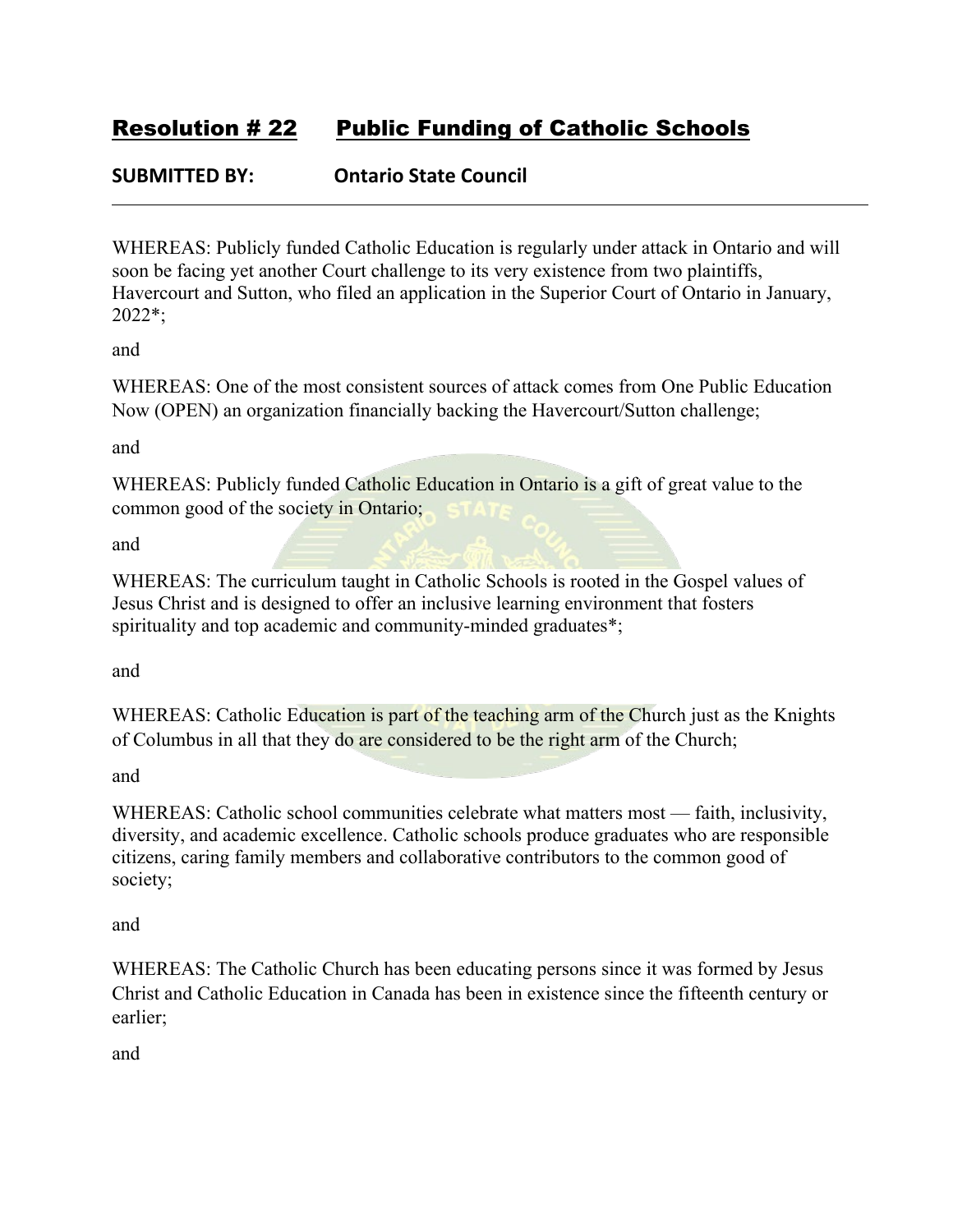## Resolution # 22 Public Funding of Catholic Schools

**SUBMITTED BY: Ontario State Council**

---

WHEREAS: Publicly funded Catholic Education is regularly under attack in Ontario and will soon be facing yet another Court challenge to its very existence from two plaintiffs, Havercourt and Sutton, who filed an application in the Superior Court of Ontario in January, 2022*;

and

WHEREAS: One of the most consistent sources of attack comes from One Public Education Now (OPEN) an organization financially backing the Havercourt/Sutton challenge;

and

WHEREAS: Publicly funded Catholic Education in Ontario is a gift of great value to the common good of the society in Ontario;

and

WHEREAS: The curriculum taught in Catholic Schools is rooted in the Gospel values of Jesus Christ and is designed to offer an inclusive learning environment that fosters spirituality and top academic and community-minded graduates*;

and

WHEREAS: Catholic Education is part of the teaching arm of the Church just as the Knights of Columbus in all that they do are considered to be the right arm of the Church;

and

WHEREAS: Catholic school communities celebrate what matters most — faith, inclusivity, diversity, and academic excellence. Catholic schools produce graduates who are responsible citizens, caring family members and collaborative contributors to the common good of society;

and

WHEREAS: The Catholic Church has been educating persons since it was formed by Jesus Christ and Catholic Education in Canada has been in existence since the fifteenth century or earlier;

and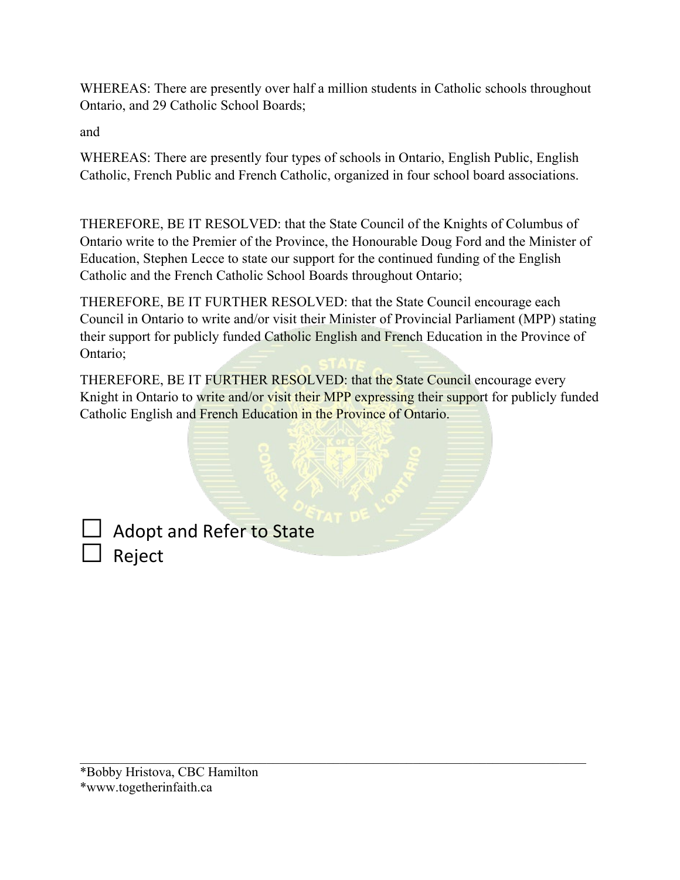WHEREAS: There are presently over half a million students in Catholic schools throughout Ontario, and 29 Catholic School Boards;

and

WHEREAS: There are presently four types of schools in Ontario, English Public, English Catholic, French Public and French Catholic, organized in four school board associations.

THEREFORE, BE IT RESOLVED: that the State Council of the Knights of Columbus of Ontario write to the Premier of the Province, the Honourable Doug Ford and the Minister of Education, Stephen Lecce to state our support for the continued funding of the English Catholic and the French Catholic School Boards throughout Ontario;

THEREFORE, BE IT FURTHER RESOLVED: that the State Council encourage each Council in Ontario to write and/or visit their Minister of Provincial Parliament (MPP) stating their support for publicly funded Catholic English and French Education in the Province of Ontario;

THEREFORE, BE IT FURTHER RESOLVED: that the State Council encourage every Knight in Ontario to write and/or visit their MPP expressing their support for publicly funded Catholic English and French Education in the Province of Ontario.

☐ Adopt and Refer to State
☐ Reject

---

*Bobby Hristova, CBC Hamilton
*www.togetherinfaith.ca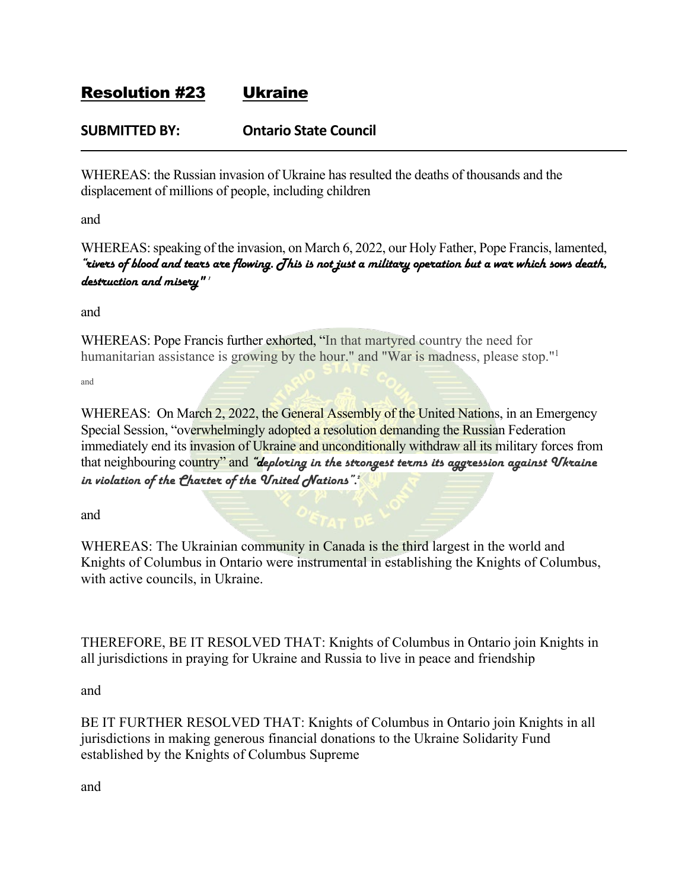## Resolution #23 Ukraine

**SUBMITTED BY: Ontario State Council**

---

WHEREAS: the Russian invasion of Ukraine has resulted the deaths of thousands and the displacement of millions of people, including children

and

WHEREAS: speaking of the invasion, on March 6, 2022, our Holy Father, Pope Francis, lamented, ***"rivers of blood and tears are flowing. This is not just a military operation but a war which sows death, destruction and misery"*** [1]

and

WHEREAS: Pope Francis further exhorted, "In that martyred country the need for humanitarian assistance is growing by the hour." and "War is madness, please stop."[1]

and

WHEREAS: On March 2, 2022, the General Assembly of the United Nations, in an Emergency Special Session, "overwhelmingly adopted a resolution demanding the Russian Federation immediately end its invasion of Ukraine and unconditionally withdraw all its military forces from that neighbouring country" and ***"deploring in the strongest terms its aggression against Ukraine in violation of the Charter of the United Nations".*** [2]

and

WHEREAS: The Ukrainian community in Canada is the third largest in the world and Knights of Columbus in Ontario were instrumental in establishing the Knights of Columbus, with active councils, in Ukraine.

THEREFORE, BE IT RESOLVED THAT: Knights of Columbus in Ontario join Knights in all jurisdictions in praying for Ukraine and Russia to live in peace and friendship

and

BE IT FURTHER RESOLVED THAT: Knights of Columbus in Ontario join Knights in all jurisdictions in making generous financial donations to the Ukraine Solidarity Fund established by the Knights of Columbus Supreme

and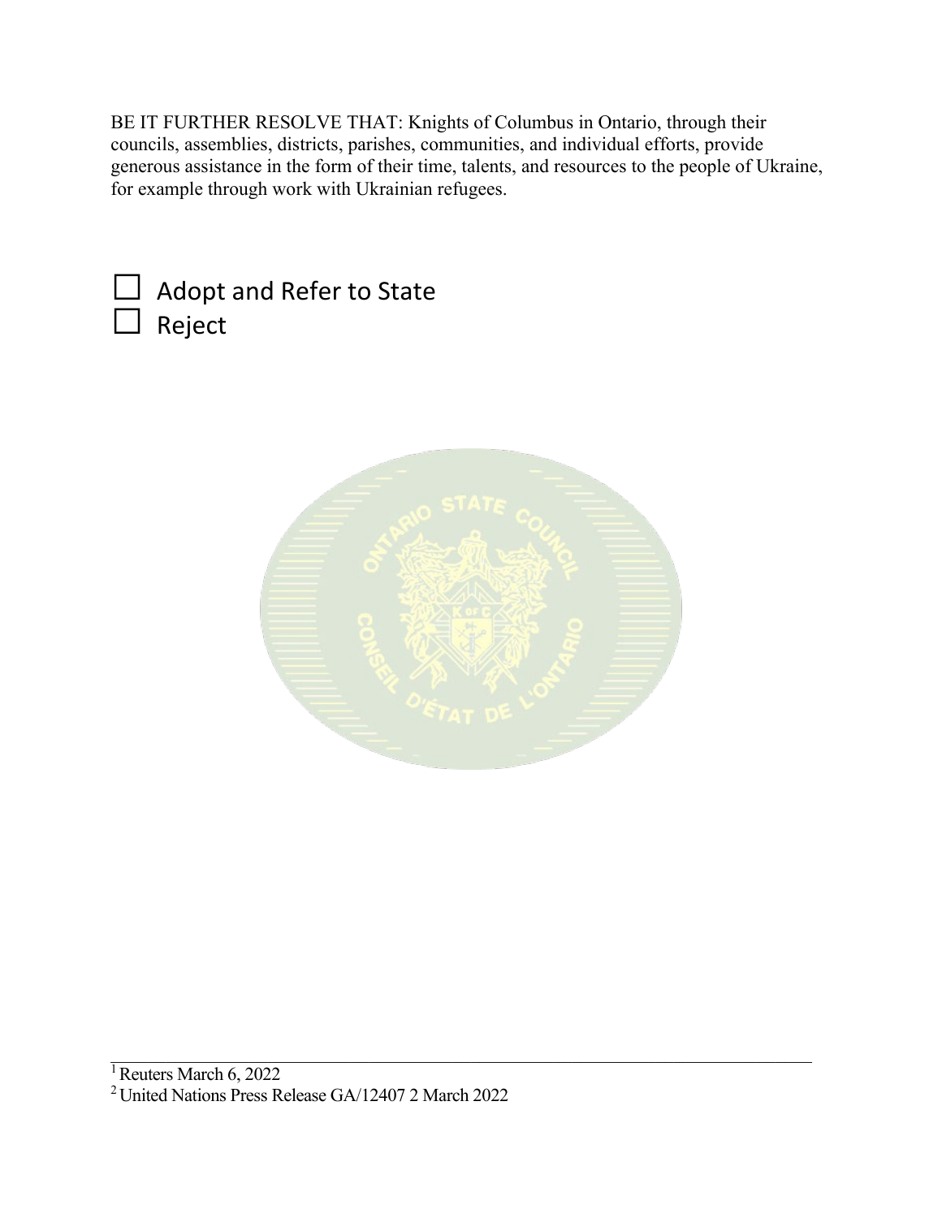BE IT FURTHER RESOLVE THAT: Knights of Columbus in Ontario, through their councils, assemblies, districts, parishes, communities, and individual efforts, provide generous assistance in the form of their time, talents, and resources to the people of Ukraine, for example through work with Ukrainian refugees.

☐ Adopt and Refer to State
☐ Reject

---

[1] Reuters March 6, 2022
[2] United Nations Press Release GA/12407 2 March 2022